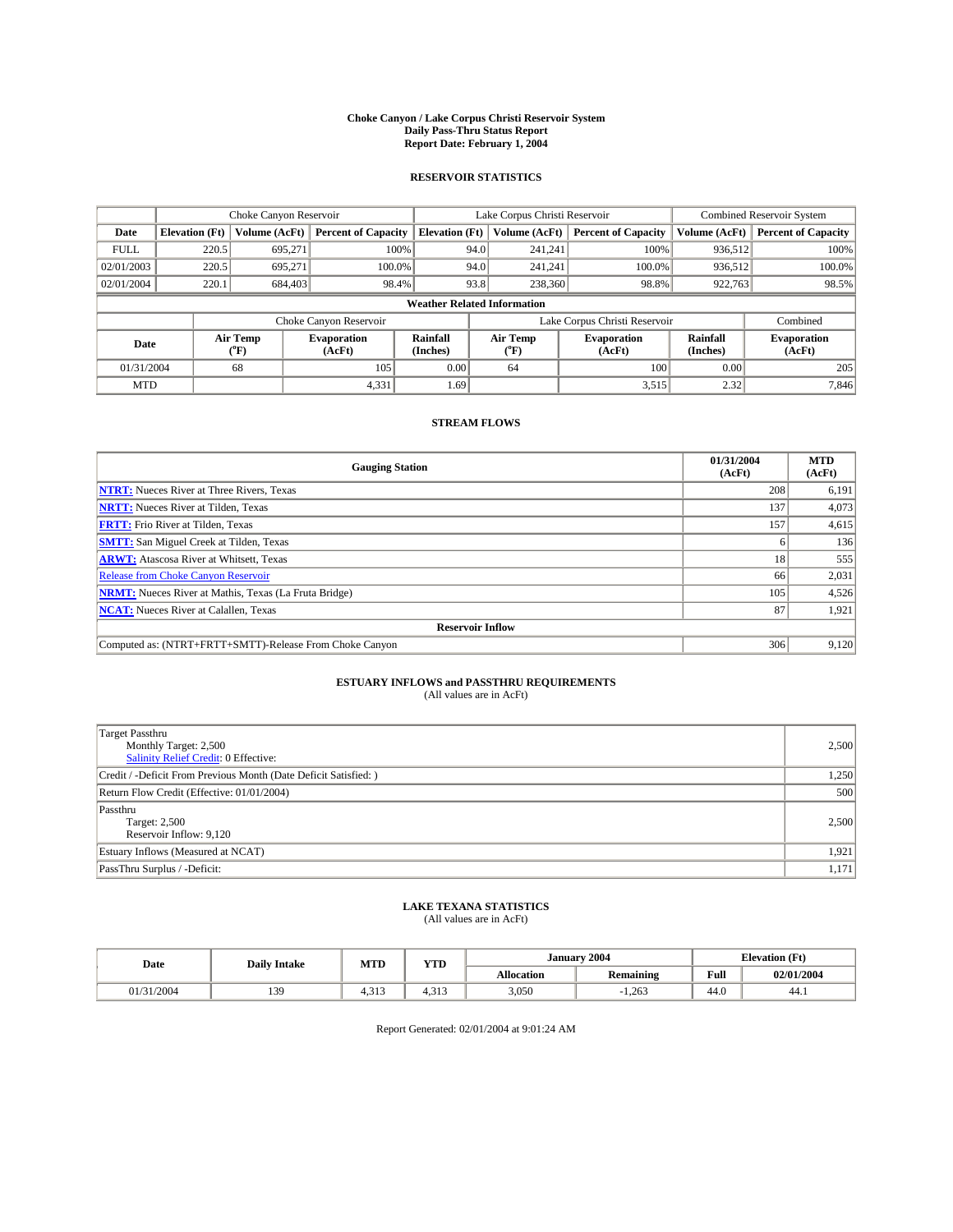# Choke Canyon / Lake Corpus Christi Reservoir System
## Daily Pass-Thru Status Report
## Report Date: February 1, 2004

### RESERVOIR STATISTICS

| | Choke Canyon Reservoir | | | Lake Corpus Christi Reservoir | | | Combined Reservoir System | |
|---|---|---|---|---|---|---|---|---|
| Date | Elevation (Ft) | Volume (AcFt) | Percent of Capacity | Elevation (Ft) | Volume (AcFt) | Percent of Capacity | Volume (AcFt) | Percent of Capacity |
| FULL | 220.5 | 695,271 | 100% | 94.0 | 241,241 | 100% | 936,512 | 100% |
| 02/01/2003 | 220.5 | 695,271 | 100.0% | 94.0 | 241,241 | 100.0% | 936,512 | 100.0% |
| 02/01/2004 | 220.1 | 684,403 | 98.4% | 93.8 | 238,360 | 98.8% | 922,763 | 98.5% |

**Weather Related Information**

| | Choke Canyon Reservoir | | | Lake Corpus Christi Reservoir | | | Combined |
|---|---|---|---|---|---|---|---|
| Date | Air Temp (°F) | Evaporation (AcFt) | Rainfall (Inches) | Air Temp (°F) | Evaporation (AcFt) | Rainfall (Inches) | Evaporation (AcFt) |
| 01/31/2004 | 68 | 105 | 0.00 | 64 | 100 | 0.00 | 205 |
| MTD | | 4,331 | 1.69 | | 3,515 | 2.32 | 7,846 |

### STREAM FLOWS

| Gauging Station | 01/31/2004 (AcFt) | MTD (AcFt) |
|---|---|---|
| NTRT: Nueces River at Three Rivers, Texas | 208 | 6,191 |
| NRTT: Nueces River at Tilden, Texas | 137 | 4,073 |
| FRTT: Frio River at Tilden, Texas | 157 | 4,615 |
| SMTT: San Miguel Creek at Tilden, Texas | 6 | 136 |
| ARWT: Atascosa River at Whitsett, Texas | 18 | 555 |
| Release from Choke Canyon Reservoir | 66 | 2,031 |
| NRMT: Nueces River at Mathis, Texas (La Fruta Bridge) | 105 | 4,526 |
| NCAT: Nueces River at Calallen, Texas | 87 | 1,921 |
| **Reservoir Inflow** | | |
| Computed as: (NTRT+FRTT+SMTT)-Release From Choke Canyon | 306 | 9,120 |

### ESTUARY INFLOWS and PASSTHRU REQUIREMENTS
(All values are in AcFt)

| | |
|---|---|
| Target Passthru<br>Monthly Target: 2,500<br>Salinity Relief Credit: 0 Effective: | 2,500 |
| Credit / -Deficit From Previous Month (Date Deficit Satisfied: ) | 1,250 |
| Return Flow Credit (Effective: 01/01/2004) | 500 |
| Passthru<br>Target: 2,500<br>Reservoir Inflow: 9,120 | 2,500 |
| Estuary Inflows (Measured at NCAT) | 1,921 |
| PassThru Surplus / -Deficit: | 1,171 |

### LAKE TEXANA STATISTICS
(All values are in AcFt)

| Date | Daily Intake | MTD | YTD | January 2004 | | Elevation (Ft) | |
|---|---|---|---|---|---|---|---|
| | | | | Allocation | Remaining | Full | 02/01/2004 |
| 01/31/2004 | 139 | 4,313 | 4,313 | 3,050 | -1,263 | 44.0 | 44.1 |

Report Generated: 02/01/2004 at 9:01:24 AM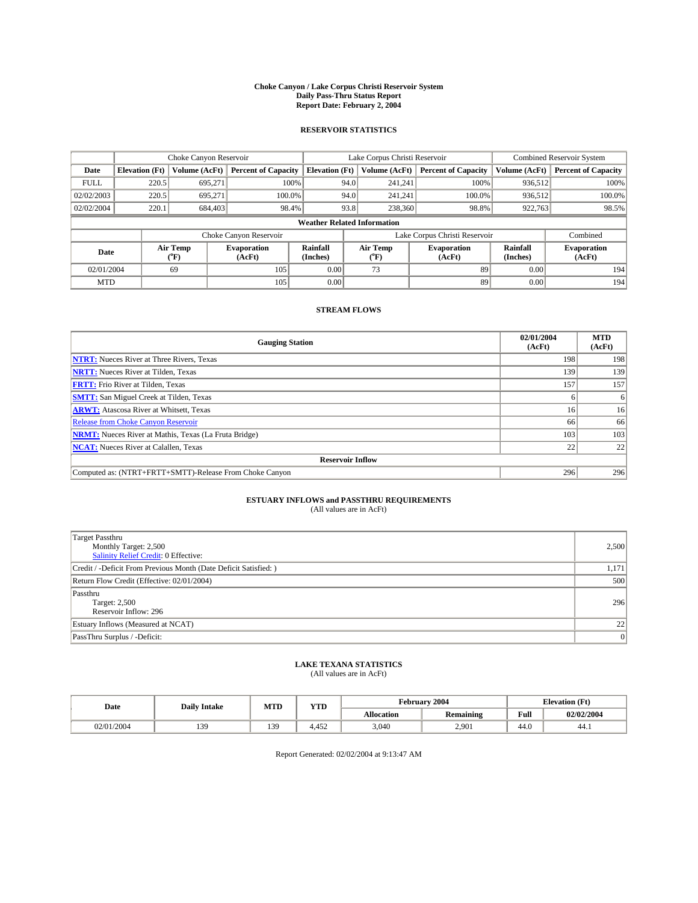# Choke Canyon / Lake Corpus Christi Reservoir System
# Daily Pass-Thru Status Report
# Report Date: February 2, 2004

## RESERVOIR STATISTICS

| | Choke Canyon Reservoir | | | Lake Corpus Christi Reservoir | | | Combined Reservoir System | |
|---|---|---|---|---|---|---|---|---|
| Date | Elevation (Ft) | Volume (AcFt) | Percent of Capacity | Elevation (Ft) | Volume (AcFt) | Percent of Capacity | Volume (AcFt) | Percent of Capacity |
| FULL | 220.5 | 695,271 | 100% | 94.0 | 241,241 | 100% | 936,512 | 100% |
| 02/02/2003 | 220.5 | 695,271 | 100.0% | 94.0 | 241,241 | 100.0% | 936,512 | 100.0% |
| 02/02/2004 | 220.1 | 684,403 | 98.4% | 93.8 | 238,360 | 98.8% | 922,763 | 98.5% |

### Weather Related Information

| | Choke Canyon Reservoir | | | Lake Corpus Christi Reservoir | | | Combined |
|---|---|---|---|---|---|---|---|
| Date | Air Temp (°F) | Evaporation (AcFt) | Rainfall (Inches) | Air Temp (°F) | Evaporation (AcFt) | Rainfall (Inches) | Evaporation (AcFt) |
| 02/01/2004 | 69 | 105 | 0.00 | 73 | 89 | 0.00 | 194 |
| MTD | | 105 | 0.00 | | 89 | 0.00 | 194 |

## STREAM FLOWS

| Gauging Station | 02/01/2004 (AcFt) | MTD (AcFt) |
|---|---|---|
| NTRT: Nueces River at Three Rivers, Texas | 198 | 198 |
| NRTT: Nueces River at Tilden, Texas | 139 | 139 |
| FRTT: Frio River at Tilden, Texas | 157 | 157 |
| SMTT: San Miguel Creek at Tilden, Texas | 6 | 6 |
| ARWT: Atascosa River at Whitsett, Texas | 16 | 16 |
| Release from Choke Canyon Reservoir | 66 | 66 |
| NRMT: Nueces River at Mathis, Texas (La Fruta Bridge) | 103 | 103 |
| NCAT: Nueces River at Calallen, Texas | 22 | 22 |
| **Reservoir Inflow** | | |
| Computed as: (NTRT+FRTT+SMTT)-Release From Choke Canyon | 296 | 296 |

## ESTUARY INFLOWS and PASSTHRU REQUIREMENTS
(All values are in AcFt)

| | |
|---|---|
| Target Passthru<br>Monthly Target: 2,500<br>Salinity Relief Credit: 0 Effective: | 2,500 |
| Credit / -Deficit From Previous Month (Date Deficit Satisfied: ) | 1,171 |
| Return Flow Credit (Effective: 02/01/2004) | 500 |
| Passthru<br>Target: 2,500<br>Reservoir Inflow: 296 | 296 |
| Estuary Inflows (Measured at NCAT) | 22 |
| PassThru Surplus / -Deficit: | 0 |

## LAKE TEXANA STATISTICS
(All values are in AcFt)

| Date | Daily Intake | MTD | YTD | February 2004 | | Elevation (Ft) | |
|---|---|---|---|---|---|---|---|
| | | | | Allocation | Remaining | Full | 02/02/2004 |
| 02/01/2004 | 139 | 139 | 4,452 | 3,040 | 2,901 | 44.0 | 44.1 |

Report Generated: 02/02/2004 at 9:13:47 AM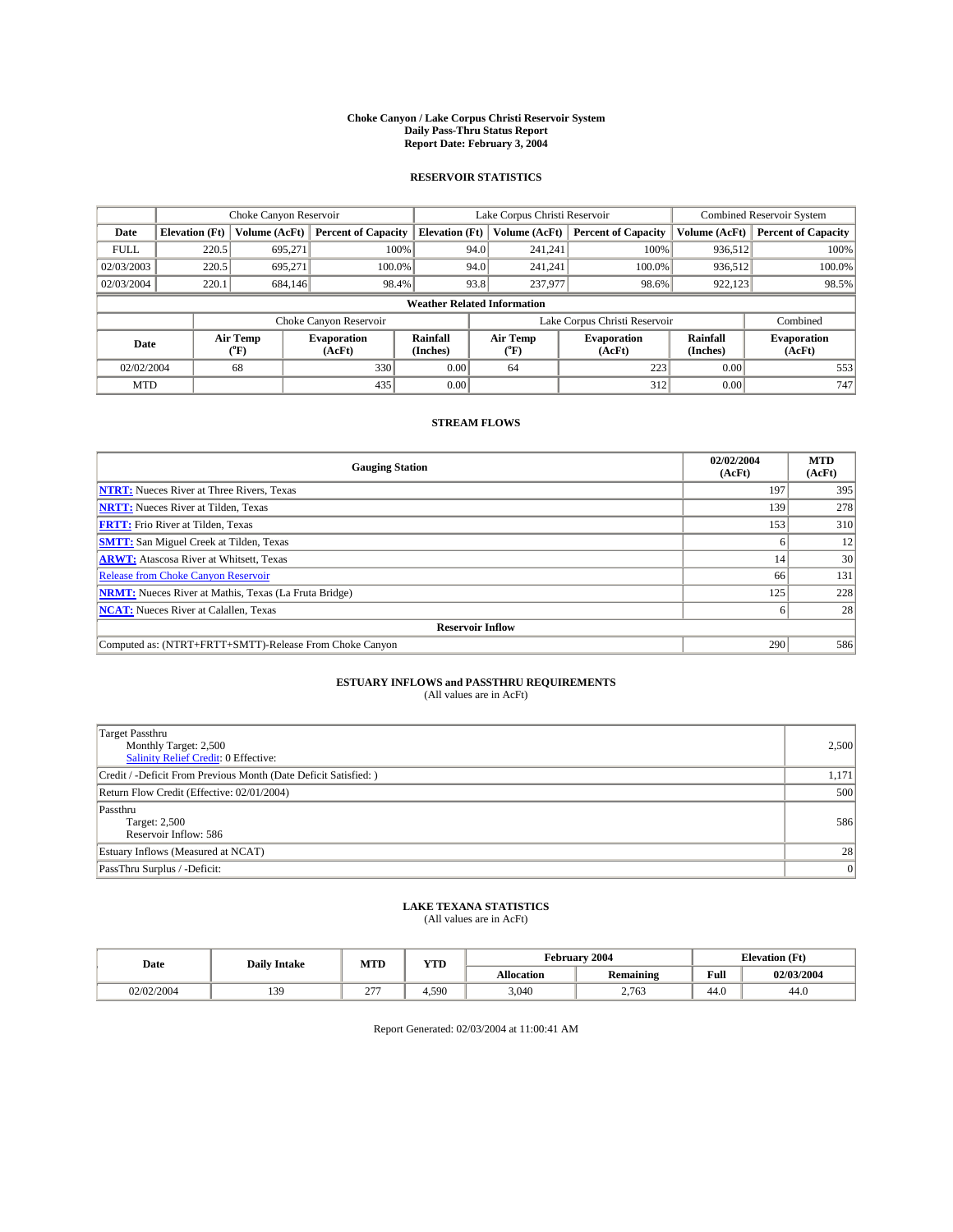# Choke Canyon / Lake Corpus Christi Reservoir System
## Daily Pass-Thru Status Report
### Report Date: February 3, 2004

## RESERVOIR STATISTICS

| | Choke Canyon Reservoir | | | Lake Corpus Christi Reservoir | | | Combined Reservoir System | |
|---|---|---|---|---|---|---|---|---|
| Date | Elevation (Ft) | Volume (AcFt) | Percent of Capacity | Elevation (Ft) | Volume (AcFt) | Percent of Capacity | Volume (AcFt) | Percent of Capacity |
| FULL | 220.5 | 695,271 | 100% | 94.0 | 241,241 | 100% | 936,512 | 100% |
| 02/03/2003 | 220.5 | 695,271 | 100.0% | 94.0 | 241,241 | 100.0% | 936,512 | 100.0% |
| 02/03/2004 | 220.1 | 684,146 | 98.4% | 93.8 | 237,977 | 98.6% | 922,123 | 98.5% |

**Weather Related Information**

| | Choke Canyon Reservoir | | | Lake Corpus Christi Reservoir | | | Combined |
|---|---|---|---|---|---|---|---|
| Date | Air Temp (°F) | Evaporation (AcFt) | Rainfall (Inches) | Air Temp (°F) | Evaporation (AcFt) | Rainfall (Inches) | Evaporation (AcFt) |
| 02/02/2004 | 68 | 330 | 0.00 | 64 | 223 | 0.00 | 553 |
| MTD | | 435 | 0.00 | | 312 | 0.00 | 747 |

## STREAM FLOWS

| Gauging Station | 02/02/2004 (AcFt) | MTD (AcFt) |
|---|---|---|
| NTRT: Nueces River at Three Rivers, Texas | 197 | 395 |
| NRTT: Nueces River at Tilden, Texas | 139 | 278 |
| FRTT: Frio River at Tilden, Texas | 153 | 310 |
| SMTT: San Miguel Creek at Tilden, Texas | 6 | 12 |
| ARWT: Atascosa River at Whitsett, Texas | 14 | 30 |
| Release from Choke Canyon Reservoir | 66 | 131 |
| NRMT: Nueces River at Mathis, Texas (La Fruta Bridge) | 125 | 228 |
| NCAT: Nueces River at Calallen, Texas | 6 | 28 |
| **Reservoir Inflow** | | |
| Computed as: (NTRT+FRTT+SMTT)-Release From Choke Canyon | 290 | 586 |

## ESTUARY INFLOWS and PASSTHRU REQUIREMENTS
(All values are in AcFt)

| | |
|---|---|
| Target Passthru<br>Monthly Target: 2,500<br>Salinity Relief Credit: 0 Effective: | 2,500 |
| Credit / -Deficit From Previous Month (Date Deficit Satisfied: ) | 1,171 |
| Return Flow Credit (Effective: 02/01/2004) | 500 |
| Passthru<br>Target: 2,500<br>Reservoir Inflow: 586 | 586 |
| Estuary Inflows (Measured at NCAT) | 28 |
| PassThru Surplus / -Deficit: | 0 |

## LAKE TEXANA STATISTICS
(All values are in AcFt)

| Date | Daily Intake | MTD | YTD | February 2004 | | Elevation (Ft) | |
|---|---|---|---|---|---|---|---|
| | | | | Allocation | Remaining | Full | 02/03/2004 |
| 02/02/2004 | 139 | 277 | 4,590 | 3,040 | 2,763 | 44.0 | 44.0 |

Report Generated: 02/03/2004 at 11:00:41 AM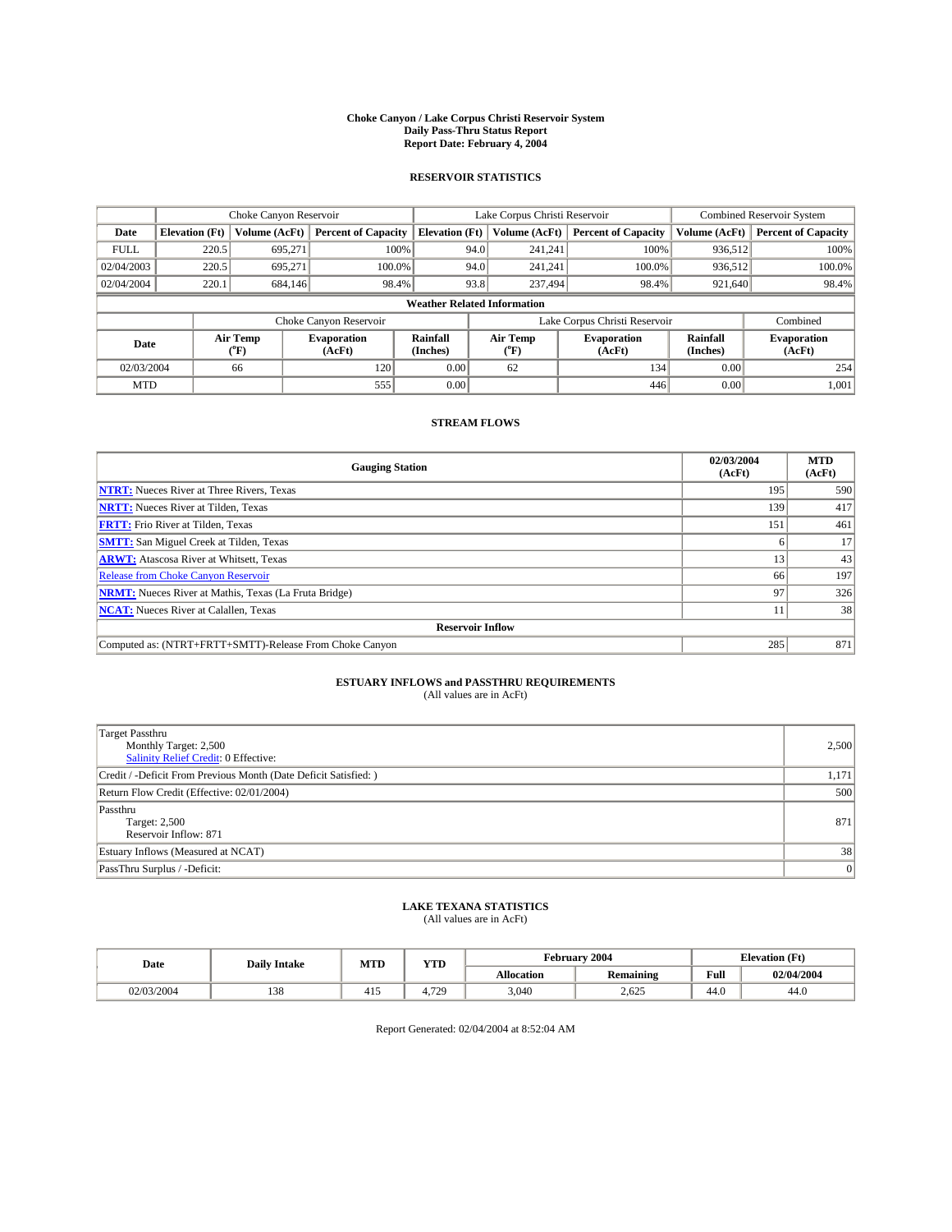# Choke Canyon / Lake Corpus Christi Reservoir System
## Daily Pass-Thru Status Report
## Report Date: February 4, 2004

### RESERVOIR STATISTICS

| | Choke Canyon Reservoir | | | Lake Corpus Christi Reservoir | | | Combined Reservoir System | |
|---|---|---|---|---|---|---|---|---|
| Date | Elevation (Ft) | Volume (AcFt) | Percent of Capacity | Elevation (Ft) | Volume (AcFt) | Percent of Capacity | Volume (AcFt) | Percent of Capacity |
| FULL | 220.5 | 695,271 | 100% | 94.0 | 241,241 | 100% | 936,512 | 100% |
| 02/04/2003 | 220.5 | 695,271 | 100.0% | 94.0 | 241,241 | 100.0% | 936,512 | 100.0% |
| 02/04/2004 | 220.1 | 684,146 | 98.4% | 93.8 | 237,494 | 98.4% | 921,640 | 98.4% |

**Weather Related Information**

| | Choke Canyon Reservoir | | | Lake Corpus Christi Reservoir | | | Combined |
|---|---|---|---|---|---|---|---|
| Date | Air Temp (°F) | Evaporation (AcFt) | Rainfall (Inches) | Air Temp (°F) | Evaporation (AcFt) | Rainfall (Inches) | Evaporation (AcFt) |
| 02/03/2004 | 66 | 120 | 0.00 | 62 | 134 | 0.00 | 254 |
| MTD | | 555 | 0.00 | | 446 | 0.00 | 1,001 |

### STREAM FLOWS

| Gauging Station | 02/03/2004 (AcFt) | MTD (AcFt) |
|---|---|---|
| **NTRT:** Nueces River at Three Rivers, Texas | 195 | 590 |
| **NRTT:** Nueces River at Tilden, Texas | 139 | 417 |
| **FRTT:** Frio River at Tilden, Texas | 151 | 461 |
| **SMTT:** San Miguel Creek at Tilden, Texas | 6 | 17 |
| **ARWT:** Atascosa River at Whitsett, Texas | 13 | 43 |
| Release from Choke Canyon Reservoir | 66 | 197 |
| **NRMT:** Nueces River at Mathis, Texas (La Fruta Bridge) | 97 | 326 |
| **NCAT:** Nueces River at Calallen, Texas | 11 | 38 |
| **Reservoir Inflow** | | |
| Computed as: (NTRT+FRTT+SMTT)-Release From Choke Canyon | 285 | 871 |

### ESTUARY INFLOWS and PASSTHRU REQUIREMENTS
(All values are in AcFt)

| | |
|---|---|
| Target Passthru<br>Monthly Target: 2,500<br>Salinity Relief Credit: 0 Effective: | 2,500 |
| Credit / -Deficit From Previous Month (Date Deficit Satisfied: ) | 1,171 |
| Return Flow Credit (Effective: 02/01/2004) | 500 |
| Passthru<br>Target: 2,500<br>Reservoir Inflow: 871 | 871 |
| Estuary Inflows (Measured at NCAT) | 38 |
| PassThru Surplus / -Deficit: | 0 |

### LAKE TEXANA STATISTICS
(All values are in AcFt)

| Date | Daily Intake | MTD | YTD | February 2004 | | Elevation (Ft) | |
|---|---|---|---|---|---|---|---|
| | | | | Allocation | Remaining | Full | 02/04/2004 |
| 02/03/2004 | 138 | 415 | 4,729 | 3,040 | 2,625 | 44.0 | 44.0 |

Report Generated: 02/04/2004 at 8:52:04 AM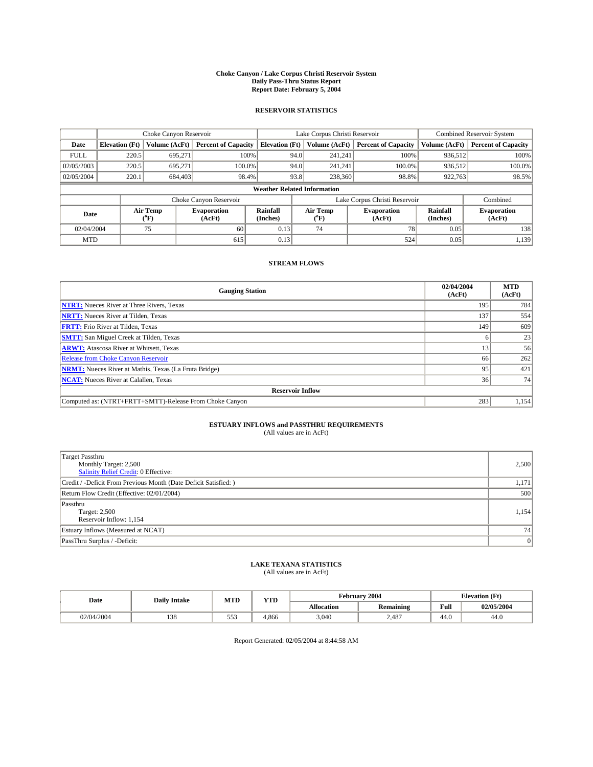# Choke Canyon / Lake Corpus Christi Reservoir System
## Daily Pass-Thru Status Report
## Report Date: February 5, 2004

### RESERVOIR STATISTICS

| | Choke Canyon Reservoir | | | Lake Corpus Christi Reservoir | | | Combined Reservoir System | |
|---|---|---|---|---|---|---|---|---|
| Date | Elevation (Ft) | Volume (AcFt) | Percent of Capacity | Elevation (Ft) | Volume (AcFt) | Percent of Capacity | Volume (AcFt) | Percent of Capacity |
| FULL | 220.5 | 695,271 | 100% | 94.0 | 241,241 | 100% | 936,512 | 100% |
| 02/05/2003 | 220.5 | 695,271 | 100.0% | 94.0 | 241,241 | 100.0% | 936,512 | 100.0% |
| 02/05/2004 | 220.1 | 684,403 | 98.4% | 93.8 | 238,360 | 98.8% | 922,763 | 98.5% |

**Weather Related Information**

| | Choke Canyon Reservoir | | | Lake Corpus Christi Reservoir | | | Combined |
|---|---|---|---|---|---|---|---|
| Date | Air Temp (°F) | Evaporation (AcFt) | Rainfall (Inches) | Air Temp (°F) | Evaporation (AcFt) | Rainfall (Inches) | Evaporation (AcFt) |
| 02/04/2004 | 75 | 60 | 0.13 | 74 | 78 | 0.05 | 138 |
| MTD | | 615 | 0.13 | | 524 | 0.05 | 1,139 |

### STREAM FLOWS

| Gauging Station | 02/04/2004 (AcFt) | MTD (AcFt) |
|---|---|---|
| NTRT: Nueces River at Three Rivers, Texas | 195 | 784 |
| NRTT: Nueces River at Tilden, Texas | 137 | 554 |
| FRTT: Frio River at Tilden, Texas | 149 | 609 |
| SMTT: San Miguel Creek at Tilden, Texas | 6 | 23 |
| ARWT: Atascosa River at Whitsett, Texas | 13 | 56 |
| Release from Choke Canyon Reservoir | 66 | 262 |
| NRMT: Nueces River at Mathis, Texas (La Fruta Bridge) | 95 | 421 |
| NCAT: Nueces River at Calallen, Texas | 36 | 74 |
| **Reservoir Inflow** | | |
| Computed as: (NTRT+FRTT+SMTT)-Release From Choke Canyon | 283 | 1,154 |

### ESTUARY INFLOWS and PASSTHRU REQUIREMENTS
(All values are in AcFt)

| | |
|---|---|
| Target Passthru<br>Monthly Target: 2,500<br>Salinity Relief Credit: 0 Effective: | 2,500 |
| Credit / -Deficit From Previous Month (Date Deficit Satisfied: ) | 1,171 |
| Return Flow Credit (Effective: 02/01/2004) | 500 |
| Passthru<br>Target: 2,500<br>Reservoir Inflow: 1,154 | 1,154 |
| Estuary Inflows (Measured at NCAT) | 74 |
| PassThru Surplus / -Deficit: | 0 |

### LAKE TEXANA STATISTICS
(All values are in AcFt)

| Date | Daily Intake | MTD | YTD | February 2004 | | Elevation (Ft) | |
|---|---|---|---|---|---|---|---|
| | | | | Allocation | Remaining | Full | 02/05/2004 |
| 02/04/2004 | 138 | 553 | 4,866 | 3,040 | 2,487 | 44.0 | 44.0 |

Report Generated: 02/05/2004 at 8:44:58 AM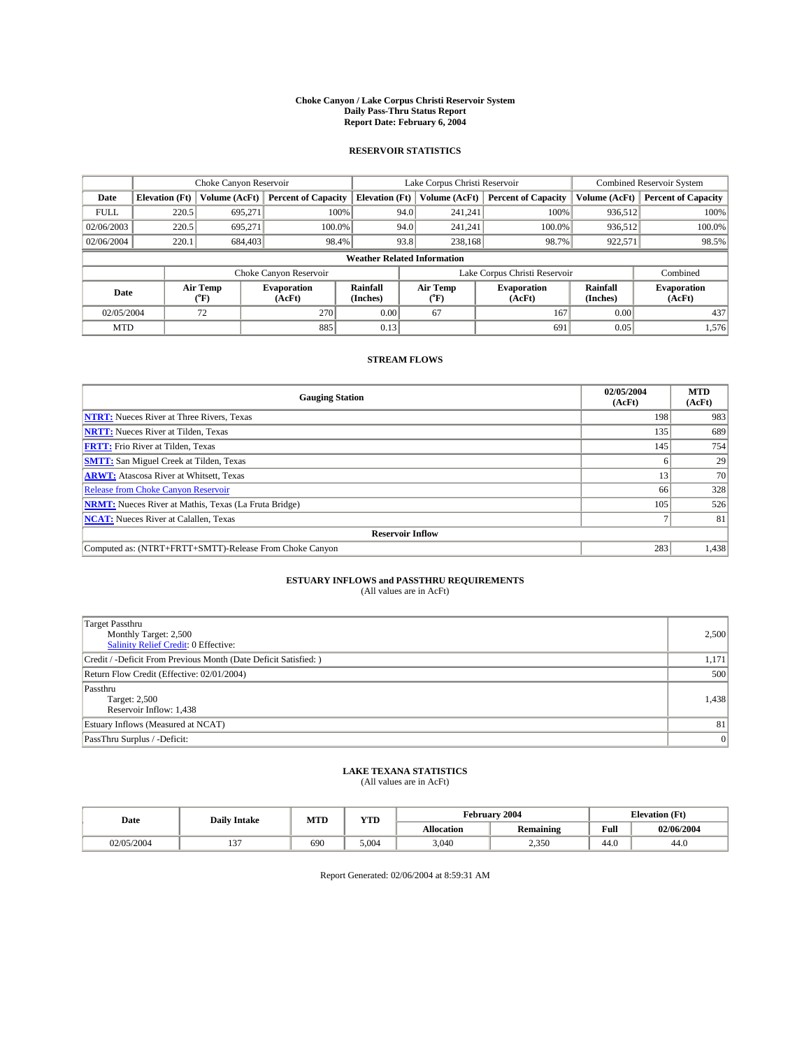# Choke Canyon / Lake Corpus Christi Reservoir System
## Daily Pass-Thru Status Report
## Report Date: February 6, 2004

### RESERVOIR STATISTICS

| | Choke Canyon Reservoir | | | Lake Corpus Christi Reservoir | | | Combined Reservoir System | |
|---|---|---|---|---|---|---|---|---|
| Date | Elevation (Ft) | Volume (AcFt) | Percent of Capacity | Elevation (Ft) | Volume (AcFt) | Percent of Capacity | Volume (AcFt) | Percent of Capacity |
| FULL | 220.5 | 695,271 | 100% | 94.0 | 241,241 | 100% | 936,512 | 100% |
| 02/06/2003 | 220.5 | 695,271 | 100.0% | 94.0 | 241,241 | 100.0% | 936,512 | 100.0% |
| 02/06/2004 | 220.1 | 684,403 | 98.4% | 93.8 | 238,168 | 98.7% | 922,571 | 98.5% |

**Weather Related Information**

| | Choke Canyon Reservoir | | | Lake Corpus Christi Reservoir | | | Combined |
|---|---|---|---|---|---|---|---|
| Date | Air Temp (°F) | Evaporation (AcFt) | Rainfall (Inches) | Air Temp (°F) | Evaporation (AcFt) | Rainfall (Inches) | Evaporation (AcFt) |
| 02/05/2004 | 72 | 270 | 0.00 | 67 | 167 | 0.00 | 437 |
| MTD | | 885 | 0.13 | | 691 | 0.05 | 1,576 |

### STREAM FLOWS

| Gauging Station | 02/05/2004 (AcFt) | MTD (AcFt) |
|---|---|---|
| **NTRT:** Nueces River at Three Rivers, Texas | 198 | 983 |
| **NRTT:** Nueces River at Tilden, Texas | 135 | 689 |
| **FRTT:** Frio River at Tilden, Texas | 145 | 754 |
| **SMTT:** San Miguel Creek at Tilden, Texas | 6 | 29 |
| **ARWT:** Atascosa River at Whitsett, Texas | 13 | 70 |
| Release from Choke Canyon Reservoir | 66 | 328 |
| **NRMT:** Nueces River at Mathis, Texas (La Fruta Bridge) | 105 | 526 |
| **NCAT:** Nueces River at Calallen, Texas | 7 | 81 |
| **Reservoir Inflow** | | |
| Computed as: (NTRT+FRTT+SMTT)-Release From Choke Canyon | 283 | 1,438 |

### ESTUARY INFLOWS and PASSTHRU REQUIREMENTS
(All values are in AcFt)

| | |
|---|---|
| Target Passthru<br>Monthly Target: 2,500<br>Salinity Relief Credit: 0 Effective: | 2,500 |
| Credit / -Deficit From Previous Month (Date Deficit Satisfied: ) | 1,171 |
| Return Flow Credit (Effective: 02/01/2004) | 500 |
| Passthru<br>Target: 2,500<br>Reservoir Inflow: 1,438 | 1,438 |
| Estuary Inflows (Measured at NCAT) | 81 |
| PassThru Surplus / -Deficit: | 0 |

### LAKE TEXANA STATISTICS
(All values are in AcFt)

| Date | Daily Intake | MTD | YTD | February 2004 | | Elevation (Ft) | |
|---|---|---|---|---|---|---|---|
| | | | | Allocation | Remaining | Full | 02/06/2004 |
| 02/05/2004 | 137 | 690 | 5,004 | 3,040 | 2,350 | 44.0 | 44.0 |

Report Generated: 02/06/2004 at 8:59:31 AM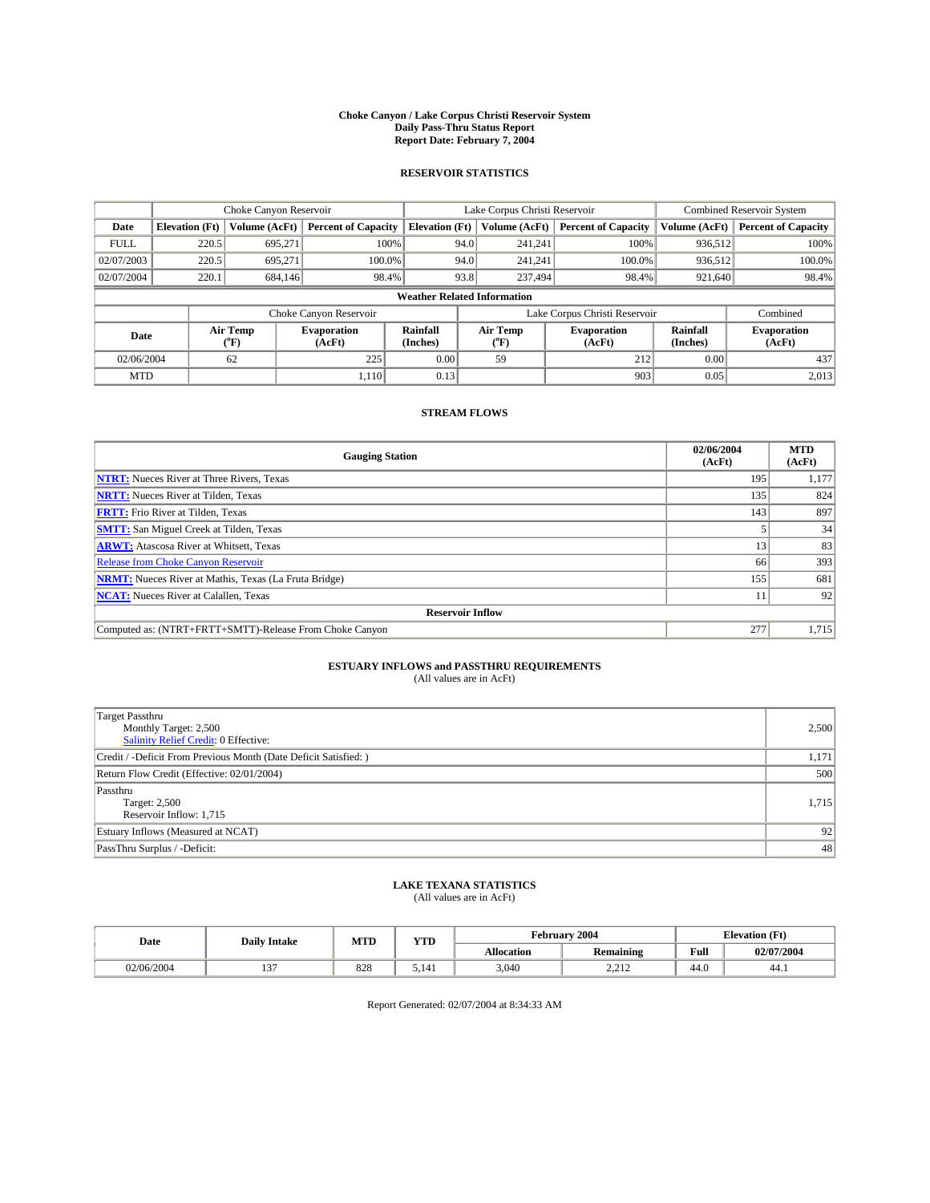# Choke Canyon / Lake Corpus Christi Reservoir System
## Daily Pass-Thru Status Report
## Report Date: February 7, 2004

### RESERVOIR STATISTICS

| | Choke Canyon Reservoir | | | Lake Corpus Christi Reservoir | | | Combined Reservoir System | |
|---|---|---|---|---|---|---|---|---|
| Date | Elevation (Ft) | Volume (AcFt) | Percent of Capacity | Elevation (Ft) | Volume (AcFt) | Percent of Capacity | Volume (AcFt) | Percent of Capacity |
| FULL | 220.5 | 695,271 | 100% | 94.0 | 241,241 | 100% | 936,512 | 100% |
| 02/07/2003 | 220.5 | 695,271 | 100.0% | 94.0 | 241,241 | 100.0% | 936,512 | 100.0% |
| 02/07/2004 | 220.1 | 684,146 | 98.4% | 93.8 | 237,494 | 98.4% | 921,640 | 98.4% |

**Weather Related Information**

| | Choke Canyon Reservoir | | | Lake Corpus Christi Reservoir | | | Combined |
|---|---|---|---|---|---|---|---|
| Date | Air Temp (°F) | Evaporation (AcFt) | Rainfall (Inches) | Air Temp (°F) | Evaporation (AcFt) | Rainfall (Inches) | Evaporation (AcFt) |
| 02/06/2004 | 62 | 225 | 0.00 | 59 | 212 | 0.00 | 437 |
| MTD | | 1,110 | 0.13 | | 903 | 0.05 | 2,013 |

### STREAM FLOWS

| Gauging Station | 02/06/2004 (AcFt) | MTD (AcFt) |
|---|---|---|
| NTRT: Nueces River at Three Rivers, Texas | 195 | 1,177 |
| NRTT: Nueces River at Tilden, Texas | 135 | 824 |
| FRTT: Frio River at Tilden, Texas | 143 | 897 |
| SMTT: San Miguel Creek at Tilden, Texas | 5 | 34 |
| ARWT: Atascosa River at Whitsett, Texas | 13 | 83 |
| Release from Choke Canyon Reservoir | 66 | 393 |
| NRMT: Nueces River at Mathis, Texas (La Fruta Bridge) | 155 | 681 |
| NCAT: Nueces River at Calallen, Texas | 11 | 92 |
| **Reservoir Inflow** | | |
| Computed as: (NTRT+FRTT+SMTT)-Release From Choke Canyon | 277 | 1,715 |

### ESTUARY INFLOWS and PASSTHRU REQUIREMENTS
(All values are in AcFt)

| | |
|---|---|
| Target Passthru<br>Monthly Target: 2,500<br>Salinity Relief Credit: 0 Effective: | 2,500 |
| Credit / -Deficit From Previous Month (Date Deficit Satisfied: ) | 1,171 |
| Return Flow Credit (Effective: 02/01/2004) | 500 |
| Passthru<br>Target: 2,500<br>Reservoir Inflow: 1,715 | 1,715 |
| Estuary Inflows (Measured at NCAT) | 92 |
| PassThru Surplus / -Deficit: | 48 |

### LAKE TEXANA STATISTICS
(All values are in AcFt)

| Date | Daily Intake | MTD | YTD | February 2004 | | Elevation (Ft) | |
|---|---|---|---|---|---|---|---|
| | | | | Allocation | Remaining | Full | 02/07/2004 |
| 02/06/2004 | 137 | 828 | 5,141 | 3,040 | 2,212 | 44.0 | 44.1 |

Report Generated: 02/07/2004 at 8:34:33 AM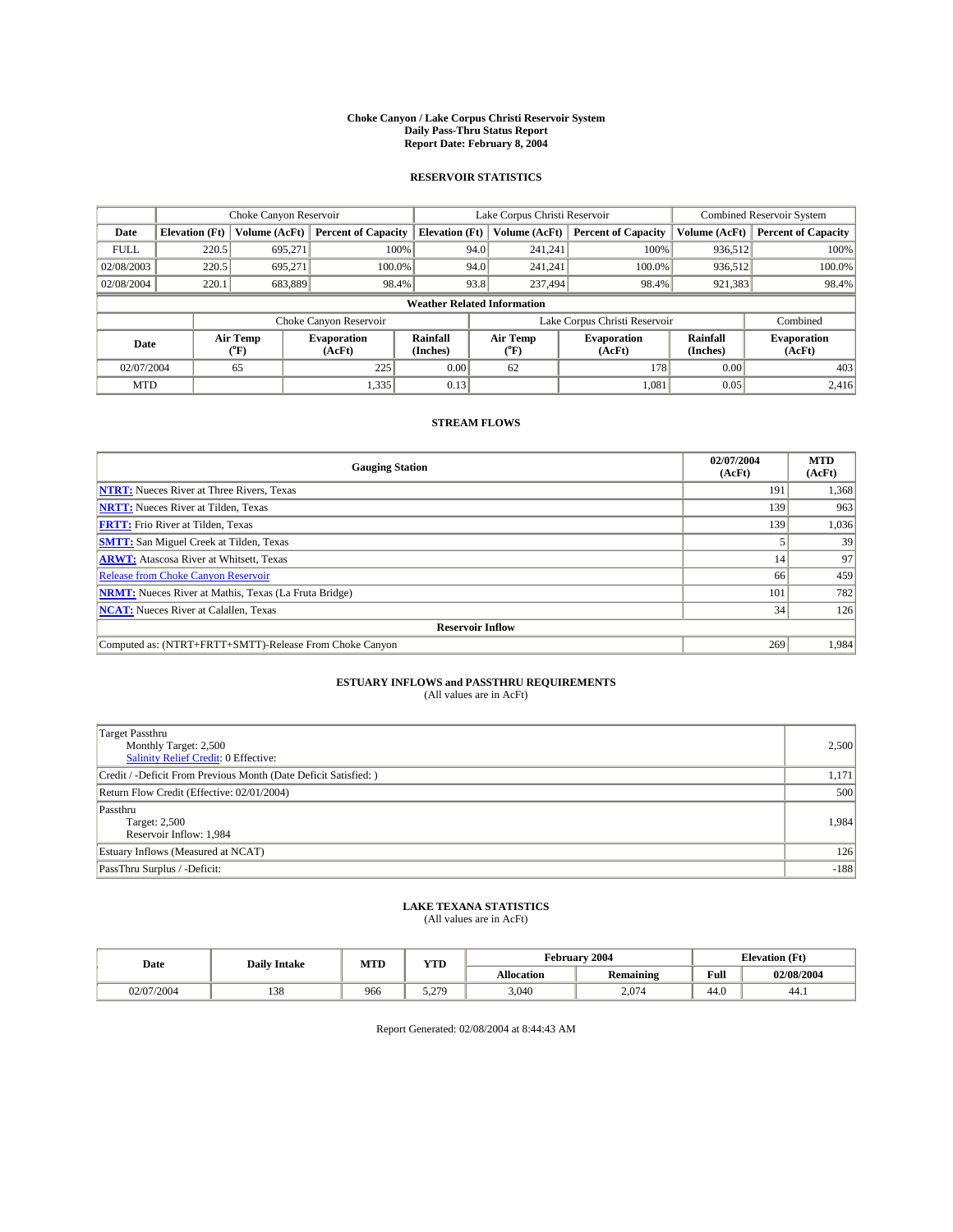# Choke Canyon / Lake Corpus Christi Reservoir System
## Daily Pass-Thru Status Report
## Report Date: February 8, 2004

### RESERVOIR STATISTICS

| | Choke Canyon Reservoir | | | Lake Corpus Christi Reservoir | | | Combined Reservoir System | |
|---|---|---|---|---|---|---|---|---|
| Date | Elevation (Ft) | Volume (AcFt) | Percent of Capacity | Elevation (Ft) | Volume (AcFt) | Percent of Capacity | Volume (AcFt) | Percent of Capacity |
| FULL | 220.5 | 695,271 | 100% | 94.0 | 241,241 | 100% | 936,512 | 100% |
| 02/08/2003 | 220.5 | 695,271 | 100.0% | 94.0 | 241,241 | 100.0% | 936,512 | 100.0% |
| 02/08/2004 | 220.1 | 683,889 | 98.4% | 93.8 | 237,494 | 98.4% | 921,383 | 98.4% |

**Weather Related Information**

| | Choke Canyon Reservoir | | | Lake Corpus Christi Reservoir | | | Combined |
|---|---|---|---|---|---|---|---|
| Date | Air Temp (°F) | Evaporation (AcFt) | Rainfall (Inches) | Air Temp (°F) | Evaporation (AcFt) | Rainfall (Inches) | Evaporation (AcFt) |
| 02/07/2004 | 65 | 225 | 0.00 | 62 | 178 | 0.00 | 403 |
| MTD | | 1,335 | 0.13 | | 1,081 | 0.05 | 2,416 |

### STREAM FLOWS

| Gauging Station | 02/07/2004 (AcFt) | MTD (AcFt) |
|---|---|---|
| **NTRT:** Nueces River at Three Rivers, Texas | 191 | 1,368 |
| **NRTT:** Nueces River at Tilden, Texas | 139 | 963 |
| **FRTT:** Frio River at Tilden, Texas | 139 | 1,036 |
| **SMTT:** San Miguel Creek at Tilden, Texas | 5 | 39 |
| **ARWT:** Atascosa River at Whitsett, Texas | 14 | 97 |
| Release from Choke Canyon Reservoir | 66 | 459 |
| **NRMT:** Nueces River at Mathis, Texas (La Fruta Bridge) | 101 | 782 |
| **NCAT:** Nueces River at Calallen, Texas | 34 | 126 |
| **Reservoir Inflow** | | |
| Computed as: (NTRT+FRTT+SMTT)-Release From Choke Canyon | 269 | 1,984 |

### ESTUARY INFLOWS and PASSTHRU REQUIREMENTS
(All values are in AcFt)

| | |
|---|---|
| Target Passthru<br>Monthly Target: 2,500<br>Salinity Relief Credit: 0 Effective: | 2,500 |
| Credit / -Deficit From Previous Month (Date Deficit Satisfied: ) | 1,171 |
| Return Flow Credit (Effective: 02/01/2004) | 500 |
| Passthru<br>Target: 2,500<br>Reservoir Inflow: 1,984 | 1,984 |
| Estuary Inflows (Measured at NCAT) | 126 |
| PassThru Surplus / -Deficit: | -188 |

### LAKE TEXANA STATISTICS
(All values are in AcFt)

| Date | Daily Intake | MTD | YTD | February 2004 | | Elevation (Ft) | |
|---|---|---|---|---|---|---|---|
| | | | | Allocation | Remaining | Full | 02/08/2004 |
| 02/07/2004 | 138 | 966 | 5,279 | 3,040 | 2,074 | 44.0 | 44.1 |

Report Generated: 02/08/2004 at 8:44:43 AM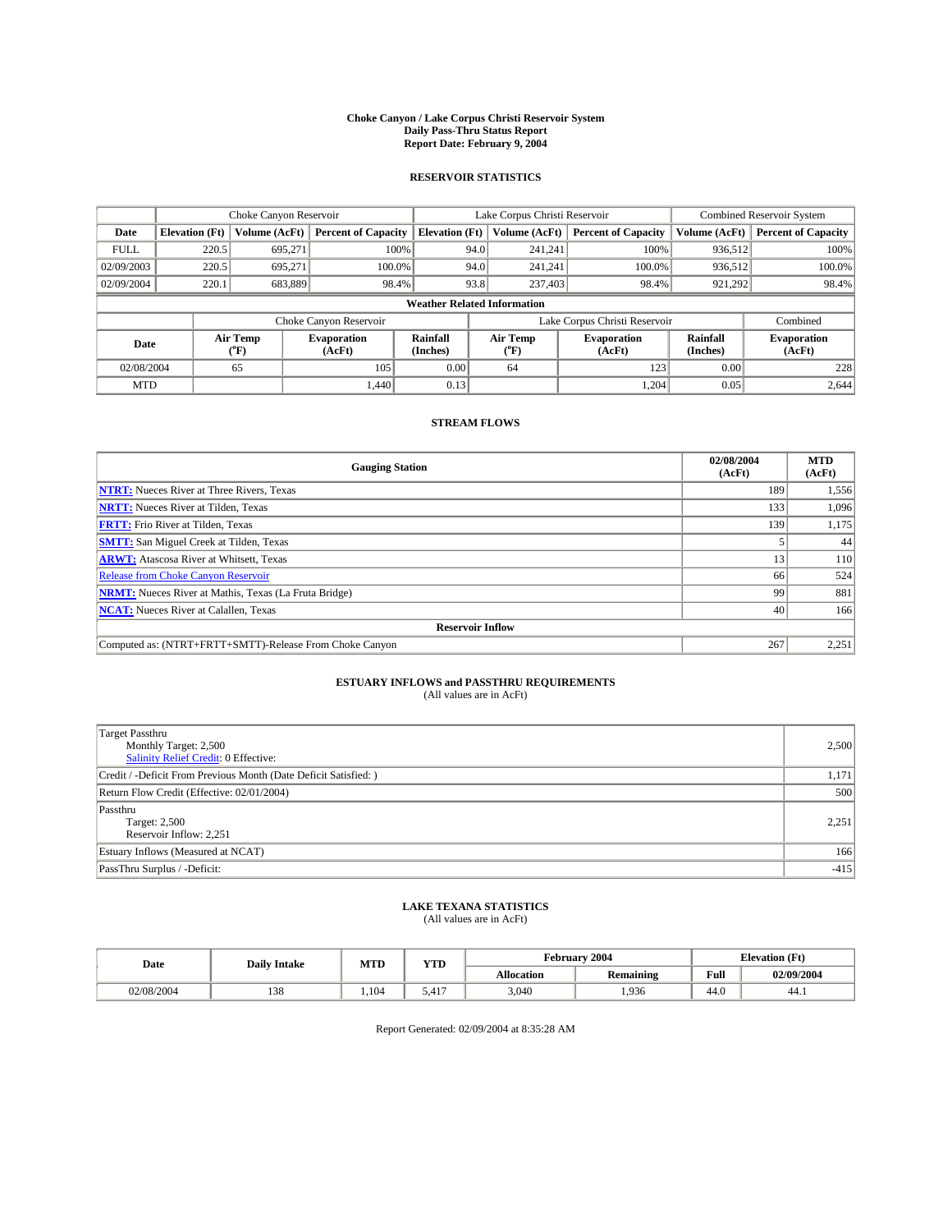# Choke Canyon / Lake Corpus Christi Reservoir System
## Daily Pass-Thru Status Report
## Report Date: February 9, 2004

### RESERVOIR STATISTICS

| | Choke Canyon Reservoir | | | Lake Corpus Christi Reservoir | | | Combined Reservoir System | |
|---|---|---|---|---|---|---|---|---|
| Date | Elevation (Ft) | Volume (AcFt) | Percent of Capacity | Elevation (Ft) | Volume (AcFt) | Percent of Capacity | Volume (AcFt) | Percent of Capacity |
| FULL | 220.5 | 695,271 | 100% | 94.0 | 241,241 | 100% | 936,512 | 100% |
| 02/09/2003 | 220.5 | 695,271 | 100.0% | 94.0 | 241,241 | 100.0% | 936,512 | 100.0% |
| 02/09/2004 | 220.1 | 683,889 | 98.4% | 93.8 | 237,403 | 98.4% | 921,292 | 98.4% |

**Weather Related Information**

| | Choke Canyon Reservoir | | | Lake Corpus Christi Reservoir | | | Combined |
|---|---|---|---|---|---|---|---|
| Date | Air Temp (°F) | Evaporation (AcFt) | Rainfall (Inches) | Air Temp (°F) | Evaporation (AcFt) | Rainfall (Inches) | Evaporation (AcFt) |
| 02/08/2004 | 65 | 105 | 0.00 | 64 | 123 | 0.00 | 228 |
| MTD | | 1,440 | 0.13 | | 1,204 | 0.05 | 2,644 |

### STREAM FLOWS

| Gauging Station | 02/08/2004 (AcFt) | MTD (AcFt) |
|---|---|---|
| NTRT: Nueces River at Three Rivers, Texas | 189 | 1,556 |
| NRTT: Nueces River at Tilden, Texas | 133 | 1,096 |
| FRTT: Frio River at Tilden, Texas | 139 | 1,175 |
| SMTT: San Miguel Creek at Tilden, Texas | 5 | 44 |
| ARWT: Atascosa River at Whitsett, Texas | 13 | 110 |
| Release from Choke Canyon Reservoir | 66 | 524 |
| NRMT: Nueces River at Mathis, Texas (La Fruta Bridge) | 99 | 881 |
| NCAT: Nueces River at Calallen, Texas | 40 | 166 |
| **Reservoir Inflow** | | |
| Computed as: (NTRT+FRTT+SMTT)-Release From Choke Canyon | 267 | 2,251 |

### ESTUARY INFLOWS and PASSTHRU REQUIREMENTS
(All values are in AcFt)

| | |
|---|---|
| Target Passthru<br>Monthly Target: 2,500<br>Salinity Relief Credit: 0 Effective: | 2,500 |
| Credit / -Deficit From Previous Month (Date Deficit Satisfied: ) | 1,171 |
| Return Flow Credit (Effective: 02/01/2004) | 500 |
| Passthru<br>Target: 2,500<br>Reservoir Inflow: 2,251 | 2,251 |
| Estuary Inflows (Measured at NCAT) | 166 |
| PassThru Surplus / -Deficit: | -415 |

### LAKE TEXANA STATISTICS
(All values are in AcFt)

| Date | Daily Intake | MTD | YTD | February 2004 | | Elevation (Ft) | |
|---|---|---|---|---|---|---|---|
| | | | | Allocation | Remaining | Full | 02/09/2004 |
| 02/08/2004 | 138 | 1,104 | 5,417 | 3,040 | 1,936 | 44.0 | 44.1 |

Report Generated: 02/09/2004 at 8:35:28 AM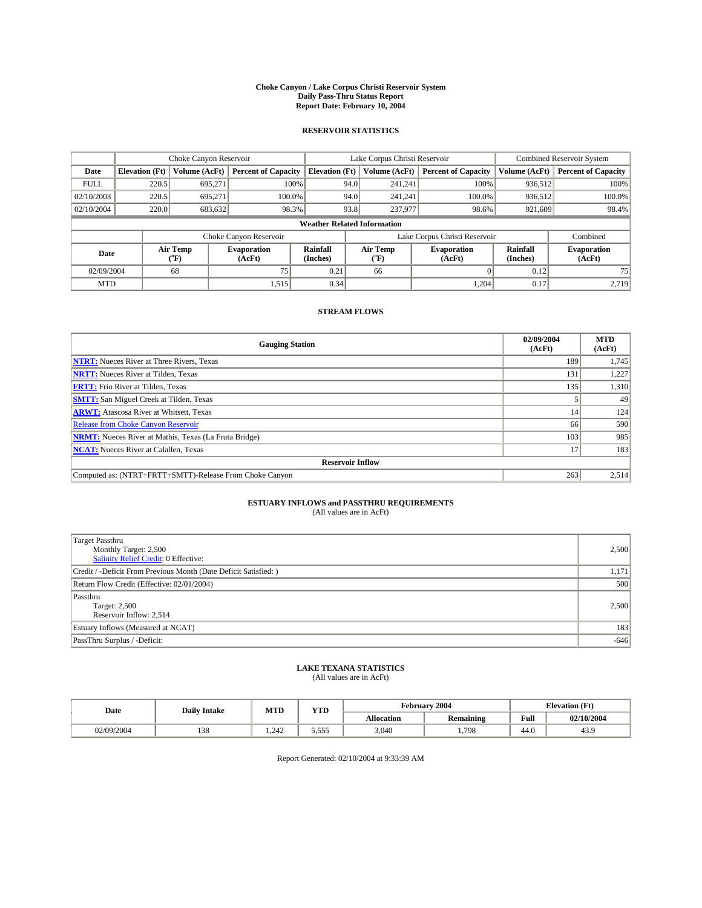# Choke Canyon / Lake Corpus Christi Reservoir System
## Daily Pass-Thru Status Report
### Report Date: February 10, 2004

## RESERVOIR STATISTICS

| | Choke Canyon Reservoir | | | Lake Corpus Christi Reservoir | | | Combined Reservoir System | |
|---|---|---|---|---|---|---|---|---|
| Date | Elevation (Ft) | Volume (AcFt) | Percent of Capacity | Elevation (Ft) | Volume (AcFt) | Percent of Capacity | Volume (AcFt) | Percent of Capacity |
| FULL | 220.5 | 695,271 | 100% | 94.0 | 241,241 | 100% | 936,512 | 100% |
| 02/10/2003 | 220.5 | 695,271 | 100.0% | 94.0 | 241,241 | 100.0% | 936,512 | 100.0% |
| 02/10/2004 | 220.0 | 683,632 | 98.3% | 93.8 | 237,977 | 98.6% | 921,609 | 98.4% |

**Weather Related Information**

| | Choke Canyon Reservoir | | | Lake Corpus Christi Reservoir | | | Combined |
|---|---|---|---|---|---|---|---|
| Date | Air Temp (°F) | Evaporation (AcFt) | Rainfall (Inches) | Air Temp (°F) | Evaporation (AcFt) | Rainfall (Inches) | Evaporation (AcFt) |
| 02/09/2004 | 68 | 75 | 0.21 | 66 | 0 | 0.12 | 75 |
| MTD | | 1,515 | 0.34 | | 1,204 | 0.17 | 2,719 |

## STREAM FLOWS

| Gauging Station | 02/09/2004 (AcFt) | MTD (AcFt) |
|---|---|---|
| NTRT: Nueces River at Three Rivers, Texas | 189 | 1,745 |
| NRTT: Nueces River at Tilden, Texas | 131 | 1,227 |
| FRTT: Frio River at Tilden, Texas | 135 | 1,310 |
| SMTT: San Miguel Creek at Tilden, Texas | 5 | 49 |
| ARWT: Atascosa River at Whitsett, Texas | 14 | 124 |
| Release from Choke Canyon Reservoir | 66 | 590 |
| NRMT: Nueces River at Mathis, Texas (La Fruta Bridge) | 103 | 985 |
| NCAT: Nueces River at Calallen, Texas | 17 | 183 |
| **Reservoir Inflow** | | |
| Computed as: (NTRT+FRTT+SMTT)-Release From Choke Canyon | 263 | 2,514 |

## ESTUARY INFLOWS and PASSTHRU REQUIREMENTS
(All values are in AcFt)

| | |
|---|---|
| Target Passthru<br>Monthly Target: 2,500<br>Salinity Relief Credit: 0 Effective: | 2,500 |
| Credit / -Deficit From Previous Month (Date Deficit Satisfied: ) | 1,171 |
| Return Flow Credit (Effective: 02/01/2004) | 500 |
| Passthru<br>Target: 2,500<br>Reservoir Inflow: 2,514 | 2,500 |
| Estuary Inflows (Measured at NCAT) | 183 |
| PassThru Surplus / -Deficit: | -646 |

## LAKE TEXANA STATISTICS
(All values are in AcFt)

| Date | Daily Intake | MTD | YTD | February 2004 | | Elevation (Ft) | |
|---|---|---|---|---|---|---|---|
| | | | | Allocation | Remaining | Full | 02/10/2004 |
| 02/09/2004 | 138 | 1,242 | 5,555 | 3,040 | 1,798 | 44.0 | 43.9 |

Report Generated: 02/10/2004 at 9:33:39 AM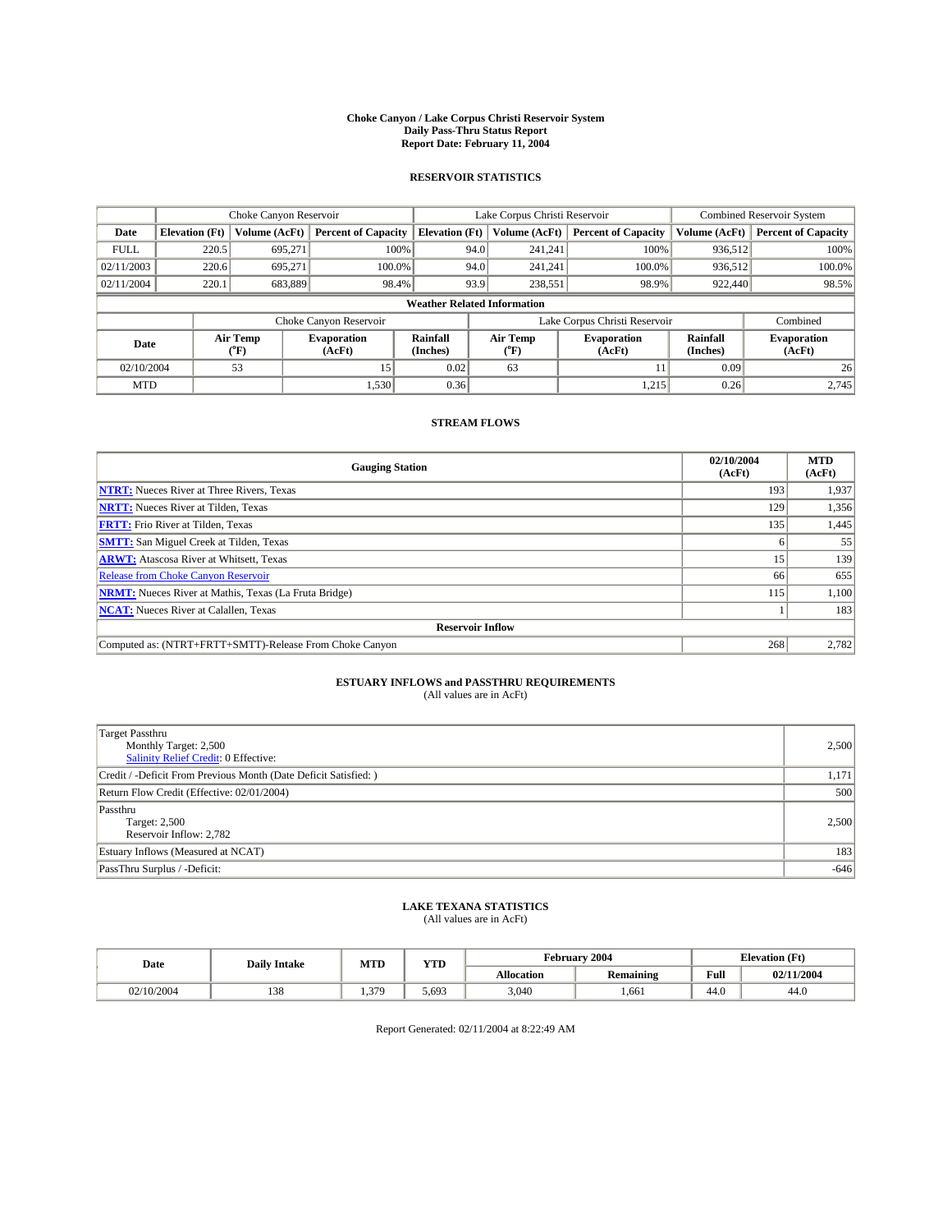# Choke Canyon / Lake Corpus Christi Reservoir System
## Daily Pass-Thru Status Report
## Report Date: February 11, 2004

### RESERVOIR STATISTICS

| | Choke Canyon Reservoir | | | Lake Corpus Christi Reservoir | | | Combined Reservoir System | |
|---|---|---|---|---|---|---|---|---|
| Date | Elevation (Ft) | Volume (AcFt) | Percent of Capacity | Elevation (Ft) | Volume (AcFt) | Percent of Capacity | Volume (AcFt) | Percent of Capacity |
| FULL | 220.5 | 695,271 | 100% | 94.0 | 241,241 | 100% | 936,512 | 100% |
| 02/11/2003 | 220.6 | 695,271 | 100.0% | 94.0 | 241,241 | 100.0% | 936,512 | 100.0% |
| 02/11/2004 | 220.1 | 683,889 | 98.4% | 93.9 | 238,551 | 98.9% | 922,440 | 98.5% |

**Weather Related Information**

| | Choke Canyon Reservoir | | | Lake Corpus Christi Reservoir | | | Combined |
|---|---|---|---|---|---|---|---|
| Date | Air Temp (°F) | Evaporation (AcFt) | Rainfall (Inches) | Air Temp (°F) | Evaporation (AcFt) | Rainfall (Inches) | Evaporation (AcFt) |
| 02/10/2004 | 53 | 15 | 0.02 | 63 | 11 | 0.09 | 26 |
| MTD | | 1,530 | 0.36 | | 1,215 | 0.26 | 2,745 |

### STREAM FLOWS

| Gauging Station | 02/10/2004 (AcFt) | MTD (AcFt) |
|---|---|---|
| NTRT: Nueces River at Three Rivers, Texas | 193 | 1,937 |
| NRTT: Nueces River at Tilden, Texas | 129 | 1,356 |
| FRTT: Frio River at Tilden, Texas | 135 | 1,445 |
| SMTT: San Miguel Creek at Tilden, Texas | 6 | 55 |
| ARWT: Atascosa River at Whitsett, Texas | 15 | 139 |
| Release from Choke Canyon Reservoir | 66 | 655 |
| NRMT: Nueces River at Mathis, Texas (La Fruta Bridge) | 115 | 1,100 |
| NCAT: Nueces River at Calallen, Texas | 1 | 183 |
| **Reservoir Inflow** | | |
| Computed as: (NTRT+FRTT+SMTT)-Release From Choke Canyon | 268 | 2,782 |

### ESTUARY INFLOWS and PASSTHRU REQUIREMENTS
(All values are in AcFt)

| | |
|---|---|
| Target Passthru<br>Monthly Target: 2,500<br>Salinity Relief Credit: 0 Effective: | 2,500 |
| Credit / -Deficit From Previous Month (Date Deficit Satisfied: ) | 1,171 |
| Return Flow Credit (Effective: 02/01/2004) | 500 |
| Passthru<br>Target: 2,500<br>Reservoir Inflow: 2,782 | 2,500 |
| Estuary Inflows (Measured at NCAT) | 183 |
| PassThru Surplus / -Deficit: | -646 |

### LAKE TEXANA STATISTICS
(All values are in AcFt)

| Date | Daily Intake | MTD | YTD | February 2004 | | Elevation (Ft) | |
|---|---|---|---|---|---|---|---|
| | | | | Allocation | Remaining | Full | 02/11/2004 |
| 02/10/2004 | 138 | 1,379 | 5,693 | 3,040 | 1,661 | 44.0 | 44.0 |

Report Generated: 02/11/2004 at 8:22:49 AM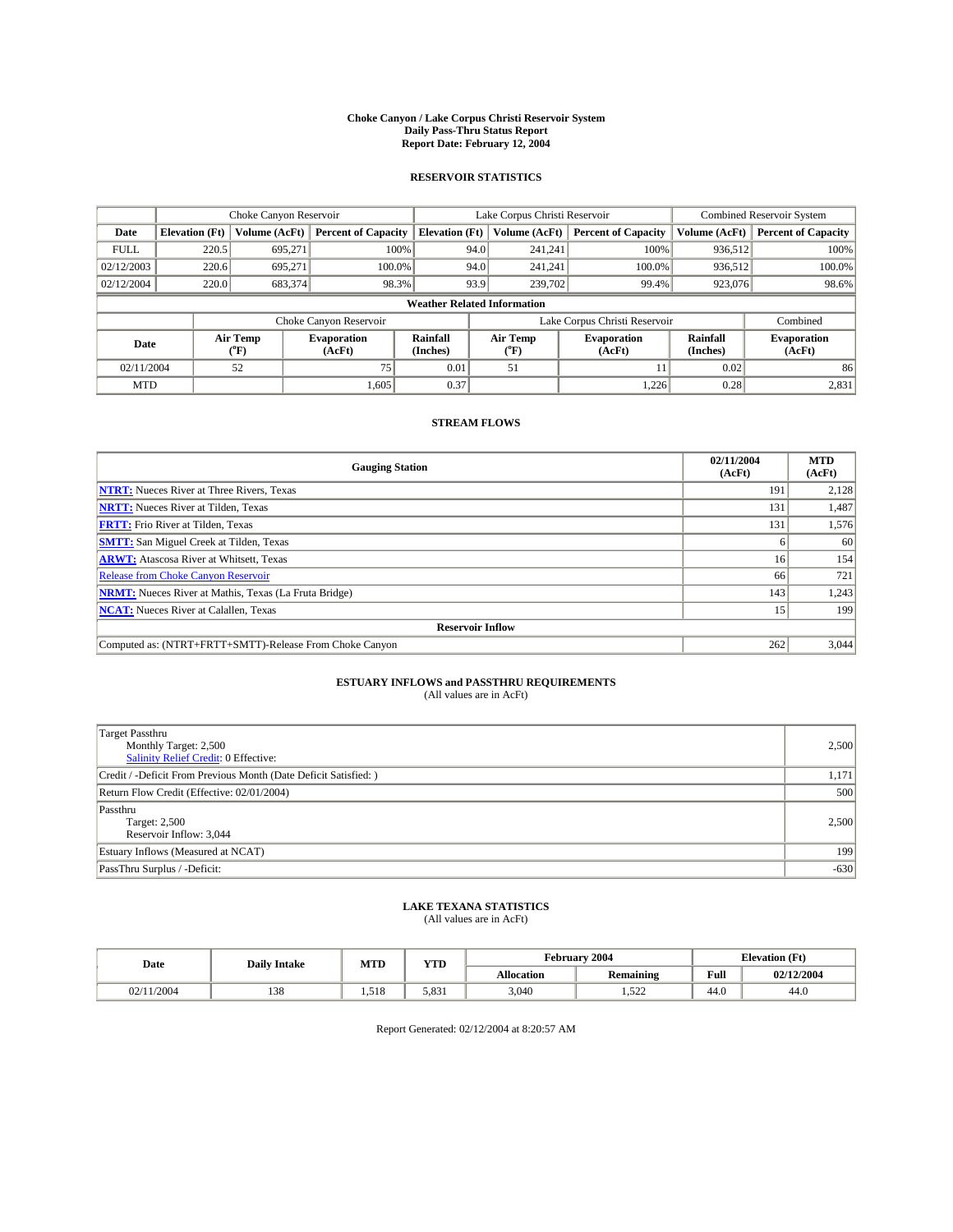# Choke Canyon / Lake Corpus Christi Reservoir System
## Daily Pass-Thru Status Report
## Report Date: February 12, 2004

### RESERVOIR STATISTICS

| | Choke Canyon Reservoir | | | Lake Corpus Christi Reservoir | | | Combined Reservoir System | |
|---|---|---|---|---|---|---|---|---|
| Date | Elevation (Ft) | Volume (AcFt) | Percent of Capacity | Elevation (Ft) | Volume (AcFt) | Percent of Capacity | Volume (AcFt) | Percent of Capacity |
| FULL | 220.5 | 695,271 | 100% | 94.0 | 241,241 | 100% | 936,512 | 100% |
| 02/12/2003 | 220.6 | 695,271 | 100.0% | 94.0 | 241,241 | 100.0% | 936,512 | 100.0% |
| 02/12/2004 | 220.0 | 683,374 | 98.3% | 93.9 | 239,702 | 99.4% | 923,076 | 98.6% |

**Weather Related Information**

| | Choke Canyon Reservoir | | | Lake Corpus Christi Reservoir | | | Combined |
|---|---|---|---|---|---|---|---|
| Date | Air Temp (°F) | Evaporation (AcFt) | Rainfall (Inches) | Air Temp (°F) | Evaporation (AcFt) | Rainfall (Inches) | Evaporation (AcFt) |
| 02/11/2004 | 52 | 75 | 0.01 | 51 | 11 | 0.02 | 86 |
| MTD | | 1,605 | 0.37 | | 1,226 | 0.28 | 2,831 |

### STREAM FLOWS

| Gauging Station | 02/11/2004 (AcFt) | MTD (AcFt) |
|---|---|---|
| NTRT: Nueces River at Three Rivers, Texas | 191 | 2,128 |
| NRTT: Nueces River at Tilden, Texas | 131 | 1,487 |
| FRTT: Frio River at Tilden, Texas | 131 | 1,576 |
| SMTT: San Miguel Creek at Tilden, Texas | 6 | 60 |
| ARWT: Atascosa River at Whitsett, Texas | 16 | 154 |
| Release from Choke Canyon Reservoir | 66 | 721 |
| NRMT: Nueces River at Mathis, Texas (La Fruta Bridge) | 143 | 1,243 |
| NCAT: Nueces River at Calallen, Texas | 15 | 199 |
| **Reservoir Inflow** | | |
| Computed as: (NTRT+FRTT+SMTT)-Release From Choke Canyon | 262 | 3,044 |

### ESTUARY INFLOWS and PASSTHRU REQUIREMENTS
(All values are in AcFt)

| | |
|---|---|
| Target Passthru<br>Monthly Target: 2,500<br>Salinity Relief Credit: 0 Effective: | 2,500 |
| Credit / -Deficit From Previous Month (Date Deficit Satisfied: ) | 1,171 |
| Return Flow Credit (Effective: 02/01/2004) | 500 |
| Passthru<br>Target: 2,500<br>Reservoir Inflow: 3,044 | 2,500 |
| Estuary Inflows (Measured at NCAT) | 199 |
| PassThru Surplus / -Deficit: | -630 |

### LAKE TEXANA STATISTICS
(All values are in AcFt)

| Date | Daily Intake | MTD | YTD | February 2004 | | Elevation (Ft) | |
|---|---|---|---|---|---|---|---|
| | | | | Allocation | Remaining | Full | 02/12/2004 |
| 02/11/2004 | 138 | 1,518 | 5,831 | 3,040 | 1,522 | 44.0 | 44.0 |

Report Generated: 02/12/2004 at 8:20:57 AM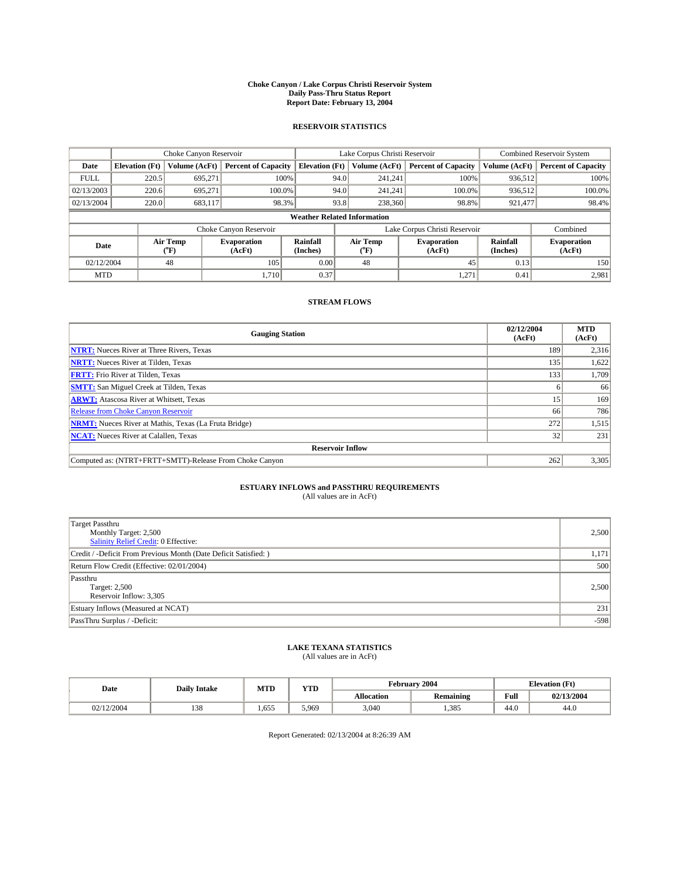# Choke Canyon / Lake Corpus Christi Reservoir System
## Daily Pass-Thru Status Report
## Report Date: February 13, 2004

### RESERVOIR STATISTICS

| | Choke Canyon Reservoir | | | Lake Corpus Christi Reservoir | | | Combined Reservoir System | |
|---|---|---|---|---|---|---|---|---|
| Date | Elevation (Ft) | Volume (AcFt) | Percent of Capacity | Elevation (Ft) | Volume (AcFt) | Percent of Capacity | Volume (AcFt) | Percent of Capacity |
| FULL | 220.5 | 695,271 | 100% | 94.0 | 241,241 | 100% | 936,512 | 100% |
| 02/13/2003 | 220.6 | 695,271 | 100.0% | 94.0 | 241,241 | 100.0% | 936,512 | 100.0% |
| 02/13/2004 | 220.0 | 683,117 | 98.3% | 93.8 | 238,360 | 98.8% | 921,477 | 98.4% |

**Weather Related Information**

| | Choke Canyon Reservoir | | | Lake Corpus Christi Reservoir | | | Combined |
|---|---|---|---|---|---|---|---|
| Date | Air Temp (°F) | Evaporation (AcFt) | Rainfall (Inches) | Air Temp (°F) | Evaporation (AcFt) | Rainfall (Inches) | Evaporation (AcFt) |
| 02/12/2004 | 48 | 105 | 0.00 | 48 | 45 | 0.13 | 150 |
| MTD | | 1,710 | 0.37 | | 1,271 | 0.41 | 2,981 |

### STREAM FLOWS

| Gauging Station | 02/12/2004 (AcFt) | MTD (AcFt) |
|---|---|---|
| NTRT: Nueces River at Three Rivers, Texas | 189 | 2,316 |
| NRTT: Nueces River at Tilden, Texas | 135 | 1,622 |
| FRTT: Frio River at Tilden, Texas | 133 | 1,709 |
| SMTT: San Miguel Creek at Tilden, Texas | 6 | 66 |
| ARWT: Atascosa River at Whitsett, Texas | 15 | 169 |
| Release from Choke Canyon Reservoir | 66 | 786 |
| NRMT: Nueces River at Mathis, Texas (La Fruta Bridge) | 272 | 1,515 |
| NCAT: Nueces River at Calallen, Texas | 32 | 231 |
| **Reservoir Inflow** | | |
| Computed as: (NTRT+FRTT+SMTT)-Release From Choke Canyon | 262 | 3,305 |

### ESTUARY INFLOWS and PASSTHRU REQUIREMENTS
(All values are in AcFt)

| | |
|---|---|
| Target Passthru<br>Monthly Target: 2,500<br>Salinity Relief Credit: 0 Effective: | 2,500 |
| Credit / -Deficit From Previous Month (Date Deficit Satisfied: ) | 1,171 |
| Return Flow Credit (Effective: 02/01/2004) | 500 |
| Passthru<br>Target: 2,500<br>Reservoir Inflow: 3,305 | 2,500 |
| Estuary Inflows (Measured at NCAT) | 231 |
| PassThru Surplus / -Deficit: | -598 |

### LAKE TEXANA STATISTICS
(All values are in AcFt)

| Date | Daily Intake | MTD | YTD | February 2004 | | Elevation (Ft) | |
|---|---|---|---|---|---|---|---|
| | | | | Allocation | Remaining | Full | 02/13/2004 |
| 02/12/2004 | 138 | 1,655 | 5,969 | 3,040 | 1,385 | 44.0 | 44.0 |

Report Generated: 02/13/2004 at 8:26:39 AM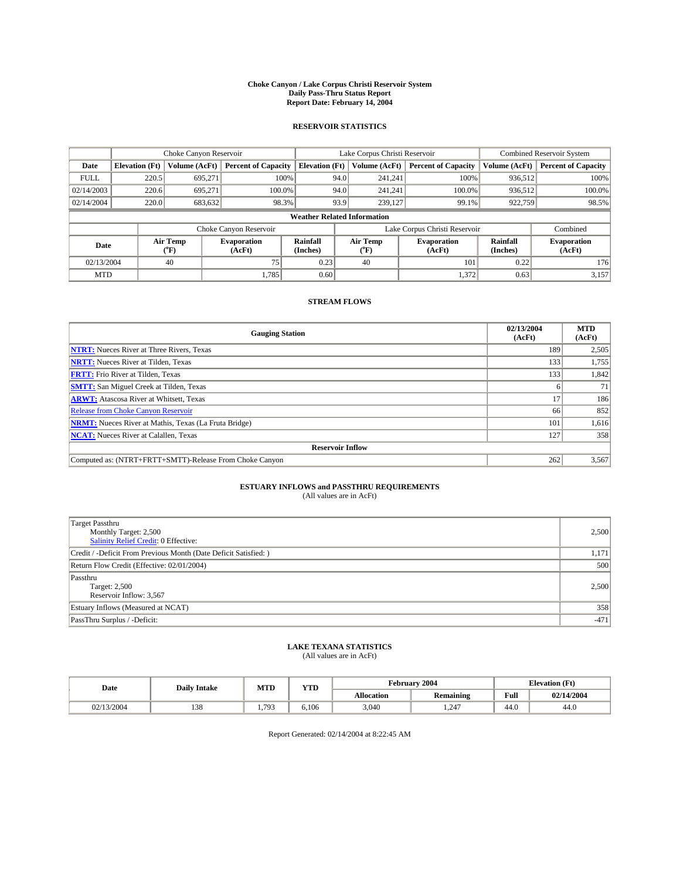**Choke Canyon / Lake Corpus Christi Reservoir System**
**Daily Pass-Thru Status Report**
**Report Date: February 14, 2004**

## RESERVOIR STATISTICS

| | Choke Canyon Reservoir | | | Lake Corpus Christi Reservoir | | | Combined Reservoir System | |
|---|---|---|---|---|---|---|---|---|
| **Date** | **Elevation (Ft)** | **Volume (AcFt)** | **Percent of Capacity** | **Elevation (Ft)** | **Volume (AcFt)** | **Percent of Capacity** | **Volume (AcFt)** | **Percent of Capacity** |
| FULL | 220.5 | 695,271 | 100% | 94.0 | 241,241 | 100% | 936,512 | 100% |
| 02/14/2003 | 220.6 | 695,271 | 100.0% | 94.0 | 241,241 | 100.0% | 936,512 | 100.0% |
| 02/14/2004 | 220.0 | 683,632 | 98.3% | 93.9 | 239,127 | 99.1% | 922,759 | 98.5% |

**Weather Related Information**

| | Choke Canyon Reservoir | | | Lake Corpus Christi Reservoir | | | Combined |
|---|---|---|---|---|---|---|---|
| **Date** | **Air Temp (°F)** | **Evaporation (AcFt)** | **Rainfall (Inches)** | **Air Temp (°F)** | **Evaporation (AcFt)** | **Rainfall (Inches)** | **Evaporation (AcFt)** |
| 02/13/2004 | 40 | 75 | 0.23 | 40 | 101 | 0.22 | 176 |
| MTD | | 1,785 | 0.60 | | 1,372 | 0.63 | 3,157 |

## STREAM FLOWS

| Gauging Station | 02/13/2004 (AcFt) | MTD (AcFt) |
|---|---|---|
| **NTRT:** Nueces River at Three Rivers, Texas | 189 | 2,505 |
| **NRTT:** Nueces River at Tilden, Texas | 133 | 1,755 |
| **FRTT:** Frio River at Tilden, Texas | 133 | 1,842 |
| **SMTT:** San Miguel Creek at Tilden, Texas | 6 | 71 |
| **ARWT:** Atascosa River at Whitsett, Texas | 17 | 186 |
| Release from Choke Canyon Reservoir | 66 | 852 |
| **NRMT:** Nueces River at Mathis, Texas (La Fruta Bridge) | 101 | 1,616 |
| **NCAT:** Nueces River at Calallen, Texas | 127 | 358 |
| **Reservoir Inflow** | | |
| Computed as: (NTRT+FRTT+SMTT)-Release From Choke Canyon | 262 | 3,567 |

## ESTUARY INFLOWS and PASSTHRU REQUIREMENTS
(All values are in AcFt)

| | |
|---|---|
| Target Passthru<br>Monthly Target: 2,500<br>Salinity Relief Credit: 0 Effective: | 2,500 |
| Credit / -Deficit From Previous Month (Date Deficit Satisfied: ) | 1,171 |
| Return Flow Credit (Effective: 02/01/2004) | 500 |
| Passthru<br>Target: 2,500<br>Reservoir Inflow: 3,567 | 2,500 |
| Estuary Inflows (Measured at NCAT) | 358 |
| PassThru Surplus / -Deficit: | -471 |

## LAKE TEXANA STATISTICS
(All values are in AcFt)

| Date | Daily Intake | MTD | YTD | February 2004 | | Elevation (Ft) | |
|---|---|---|---|---|---|---|---|
| | | | | **Allocation** | **Remaining** | **Full** | **02/14/2004** |
| 02/13/2004 | 138 | 1,793 | 6,106 | 3,040 | 1,247 | 44.0 | 44.0 |

Report Generated: 02/14/2004 at 8:22:45 AM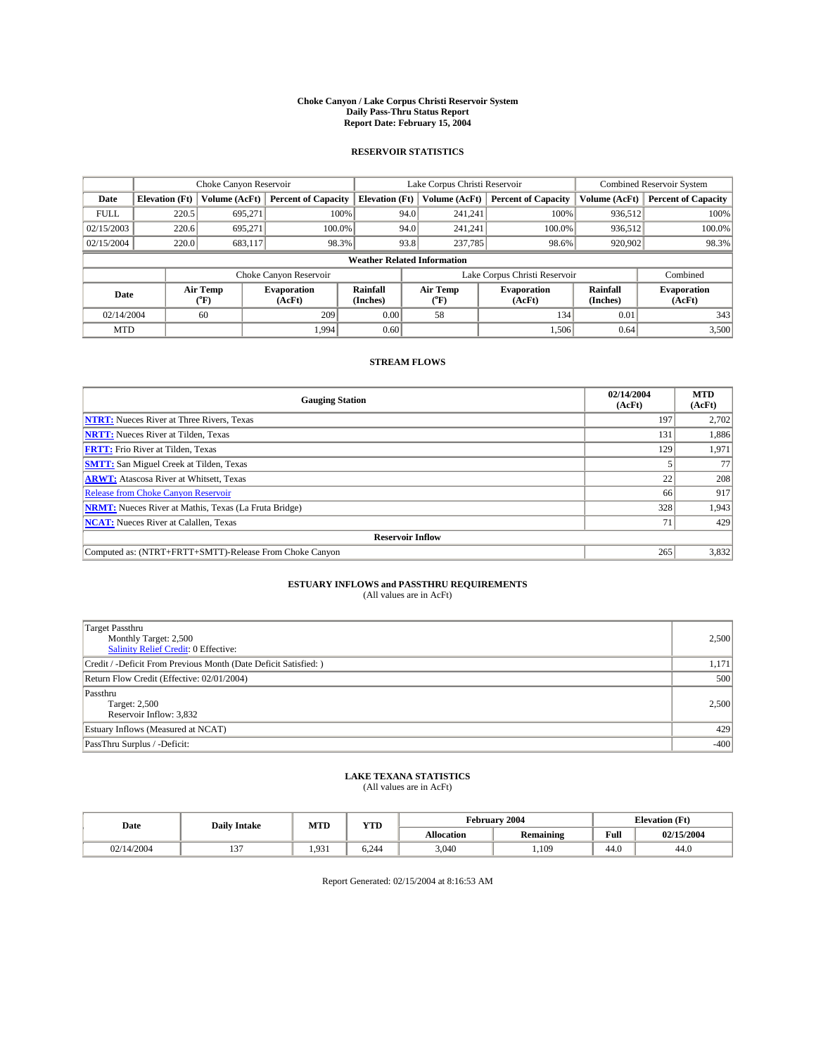# Choke Canyon / Lake Corpus Christi Reservoir System
## Daily Pass-Thru Status Report
### Report Date: February 15, 2004

## RESERVOIR STATISTICS

| | Choke Canyon Reservoir | | | Lake Corpus Christi Reservoir | | | Combined Reservoir System | |
|---|---|---|---|---|---|---|---|---|
| Date | Elevation (Ft) | Volume (AcFt) | Percent of Capacity | Elevation (Ft) | Volume (AcFt) | Percent of Capacity | Volume (AcFt) | Percent of Capacity |
| FULL | 220.5 | 695,271 | 100% | 94.0 | 241,241 | 100% | 936,512 | 100% |
| 02/15/2003 | 220.6 | 695,271 | 100.0% | 94.0 | 241,241 | 100.0% | 936,512 | 100.0% |
| 02/15/2004 | 220.0 | 683,117 | 98.3% | 93.8 | 237,785 | 98.6% | 920,902 | 98.3% |

**Weather Related Information**

| | Choke Canyon Reservoir | | | Lake Corpus Christi Reservoir | | | Combined |
|---|---|---|---|---|---|---|---|
| Date | Air Temp (°F) | Evaporation (AcFt) | Rainfall (Inches) | Air Temp (°F) | Evaporation (AcFt) | Rainfall (Inches) | Evaporation (AcFt) |
| 02/14/2004 | 60 | 209 | 0.00 | 58 | 134 | 0.01 | 343 |
| MTD | | 1,994 | 0.60 | | 1,506 | 0.64 | 3,500 |

## STREAM FLOWS

| Gauging Station | 02/14/2004 (AcFt) | MTD (AcFt) |
|---|---|---|
| NTRT: Nueces River at Three Rivers, Texas | 197 | 2,702 |
| NRTT: Nueces River at Tilden, Texas | 131 | 1,886 |
| FRTT: Frio River at Tilden, Texas | 129 | 1,971 |
| SMTT: San Miguel Creek at Tilden, Texas | 5 | 77 |
| ARWT: Atascosa River at Whitsett, Texas | 22 | 208 |
| Release from Choke Canyon Reservoir | 66 | 917 |
| NRMT: Nueces River at Mathis, Texas (La Fruta Bridge) | 328 | 1,943 |
| NCAT: Nueces River at Calallen, Texas | 71 | 429 |
| **Reservoir Inflow** | | |
| Computed as: (NTRT+FRTT+SMTT)-Release From Choke Canyon | 265 | 3,832 |

## ESTUARY INFLOWS and PASSTHRU REQUIREMENTS
(All values are in AcFt)

| | |
|---|---|
| Target Passthru<br>Monthly Target: 2,500<br>Salinity Relief Credit: 0 Effective: | 2,500 |
| Credit / -Deficit From Previous Month (Date Deficit Satisfied: ) | 1,171 |
| Return Flow Credit (Effective: 02/01/2004) | 500 |
| Passthru<br>Target: 2,500<br>Reservoir Inflow: 3,832 | 2,500 |
| Estuary Inflows (Measured at NCAT) | 429 |
| PassThru Surplus / -Deficit: | -400 |

## LAKE TEXANA STATISTICS
(All values are in AcFt)

| Date | Daily Intake | MTD | YTD | February 2004 | | Elevation (Ft) | |
|---|---|---|---|---|---|---|---|
| | | | | Allocation | Remaining | Full | 02/15/2004 |
| 02/14/2004 | 137 | 1,931 | 6,244 | 3,040 | 1,109 | 44.0 | 44.0 |

Report Generated: 02/15/2004 at 8:16:53 AM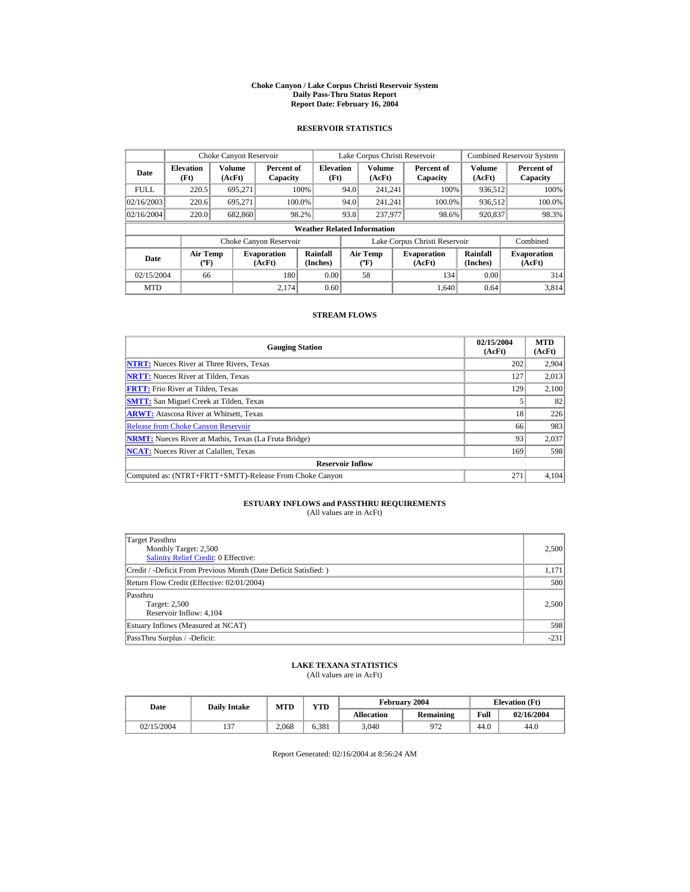# Choke Canyon / Lake Corpus Christi Reservoir System
## Daily Pass-Thru Status Report
## Report Date: February 16, 2004

### RESERVOIR STATISTICS

| Date | Choke Canyon Reservoir | | | Lake Corpus Christi Reservoir | | | Combined Reservoir System | |
|---|---|---|---|---|---|---|---|---|
| | Elevation (Ft) | Volume (AcFt) | Percent of Capacity | Elevation (Ft) | Volume (AcFt) | Percent of Capacity | Volume (AcFt) | Percent of Capacity |
| FULL | 220.5 | 695,271 | 100% | 94.0 | 241,241 | 100% | 936,512 | 100% |
| 02/16/2003 | 220.6 | 695,271 | 100.0% | 94.0 | 241,241 | 100.0% | 936,512 | 100.0% |
| 02/16/2004 | 220.0 | 682,860 | 98.2% | 93.8 | 237,977 | 98.6% | 920,837 | 98.3% |

**Weather Related Information**

| Date | Choke Canyon Reservoir | | | Lake Corpus Christi Reservoir | | | Combined |
|---|---|---|---|---|---|---|---|
| | Air Temp (ºF) | Evaporation (AcFt) | Rainfall (Inches) | Air Temp (ºF) | Evaporation (AcFt) | Rainfall (Inches) | Evaporation (AcFt) |
| 02/15/2004 | 66 | 180 | 0.00 | 58 | 134 | 0.00 | 314 |
| MTD | | 2,174 | 0.60 | | 1,640 | 0.64 | 3,814 |

### STREAM FLOWS

| Gauging Station | 02/15/2004 (AcFt) | MTD (AcFt) |
|---|---|---|
| NTRT: Nueces River at Three Rivers, Texas | 202 | 2,904 |
| NRTT: Nueces River at Tilden, Texas | 127 | 2,013 |
| FRTT: Frio River at Tilden, Texas | 129 | 2,100 |
| SMTT: San Miguel Creek at Tilden, Texas | 5 | 82 |
| ARWT: Atascosa River at Whitsett, Texas | 18 | 226 |
| Release from Choke Canyon Reservoir | 66 | 983 |
| NRMT: Nueces River at Mathis, Texas (La Fruta Bridge) | 93 | 2,037 |
| NCAT: Nueces River at Calallen, Texas | 169 | 598 |
| **Reservoir Inflow** | | |
| Computed as: (NTRT+FRTT+SMTT)-Release From Choke Canyon | 271 | 4,104 |

### ESTUARY INFLOWS and PASSTHRU REQUIREMENTS
(All values are in AcFt)

| Item | Value |
|---|---|
| Target Passthru<br>Monthly Target: 2,500<br>Salinity Relief Credit: 0 Effective: | 2,500 |
| Credit / -Deficit From Previous Month (Date Deficit Satisfied: ) | 1,171 |
| Return Flow Credit (Effective: 02/01/2004) | 500 |
| Passthru<br>Target: 2,500<br>Reservoir Inflow: 4,104 | 2,500 |
| Estuary Inflows (Measured at NCAT) | 598 |
| PassThru Surplus / -Deficit: | -231 |

### LAKE TEXANA STATISTICS
(All values are in AcFt)

| Date | Daily Intake | MTD | YTD | February 2004 | | Elevation (Ft) | |
|---|---|---|---|---|---|---|---|
| | | | | Allocation | Remaining | Full | 02/16/2004 |
| 02/15/2004 | 137 | 2,068 | 6,381 | 3,040 | 972 | 44.0 | 44.0 |

Report Generated: 02/16/2004 at 8:56:24 AM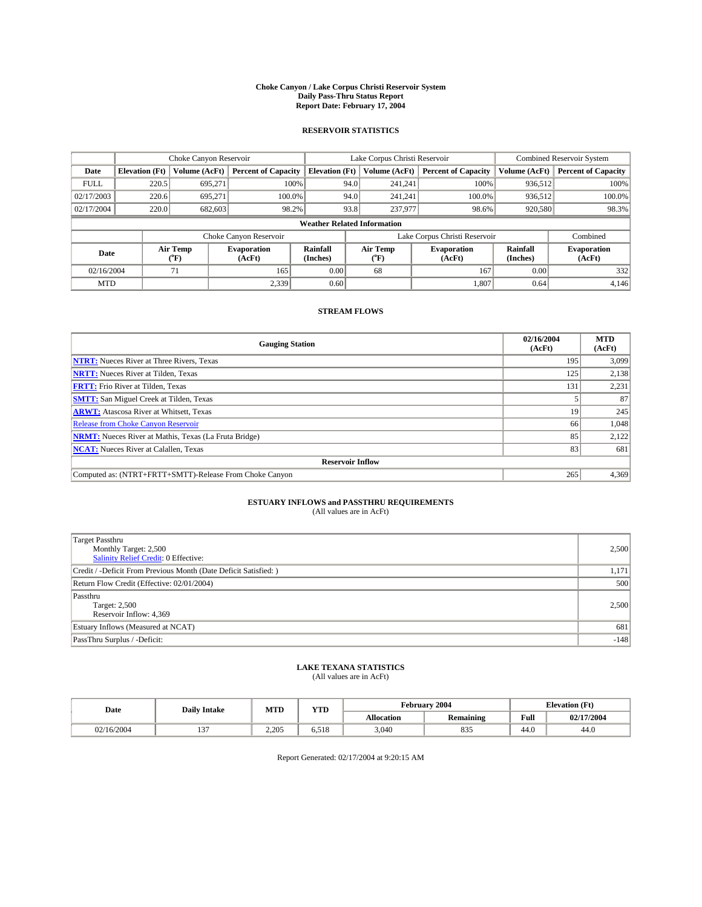# Choke Canyon / Lake Corpus Christi Reservoir System
## Daily Pass-Thru Status Report
## Report Date: February 17, 2004

### RESERVOIR STATISTICS

| | Choke Canyon Reservoir | | | Lake Corpus Christi Reservoir | | | Combined Reservoir System | |
|---|---|---|---|---|---|---|---|---|
| Date | Elevation (Ft) | Volume (AcFt) | Percent of Capacity | Elevation (Ft) | Volume (AcFt) | Percent of Capacity | Volume (AcFt) | Percent of Capacity |
| FULL | 220.5 | 695,271 | 100% | 94.0 | 241,241 | 100% | 936,512 | 100% |
| 02/17/2003 | 220.6 | 695,271 | 100.0% | 94.0 | 241,241 | 100.0% | 936,512 | 100.0% |
| 02/17/2004 | 220.0 | 682,603 | 98.2% | 93.8 | 237,977 | 98.6% | 920,580 | 98.3% |

**Weather Related Information**

| | Choke Canyon Reservoir | | | Lake Corpus Christi Reservoir | | | Combined |
|---|---|---|---|---|---|---|---|
| Date | Air Temp (°F) | Evaporation (AcFt) | Rainfall (Inches) | Air Temp (°F) | Evaporation (AcFt) | Rainfall (Inches) | Evaporation (AcFt) |
| 02/16/2004 | 71 | 165 | 0.00 | 68 | 167 | 0.00 | 332 |
| MTD | | 2,339 | 0.60 | | 1,807 | 0.64 | 4,146 |

### STREAM FLOWS

| Gauging Station | 02/16/2004 (AcFt) | MTD (AcFt) |
|---|---|---|
| **NTRT:** Nueces River at Three Rivers, Texas | 195 | 3,099 |
| **NRTT:** Nueces River at Tilden, Texas | 125 | 2,138 |
| **FRTT:** Frio River at Tilden, Texas | 131 | 2,231 |
| **SMTT:** San Miguel Creek at Tilden, Texas | 5 | 87 |
| **ARWT:** Atascosa River at Whitsett, Texas | 19 | 245 |
| Release from Choke Canyon Reservoir | 66 | 1,048 |
| **NRMT:** Nueces River at Mathis, Texas (La Fruta Bridge) | 85 | 2,122 |
| **NCAT:** Nueces River at Calallen, Texas | 83 | 681 |
| **Reservoir Inflow** | | |
| Computed as: (NTRT+FRTT+SMTT)-Release From Choke Canyon | 265 | 4,369 |

### ESTUARY INFLOWS and PASSTHRU REQUIREMENTS
(All values are in AcFt)

| | |
|---|---|
| Target Passthru<br>Monthly Target: 2,500<br>Salinity Relief Credit: 0 Effective: | 2,500 |
| Credit / -Deficit From Previous Month (Date Deficit Satisfied: ) | 1,171 |
| Return Flow Credit (Effective: 02/01/2004) | 500 |
| Passthru<br>Target: 2,500<br>Reservoir Inflow: 4,369 | 2,500 |
| Estuary Inflows (Measured at NCAT) | 681 |
| PassThru Surplus / -Deficit: | -148 |

### LAKE TEXANA STATISTICS
(All values are in AcFt)

| Date | Daily Intake | MTD | YTD | February 2004 | | Elevation (Ft) | |
|---|---|---|---|---|---|---|---|
| | | | | Allocation | Remaining | Full | 02/17/2004 |
| 02/16/2004 | 137 | 2,205 | 6,518 | 3,040 | 835 | 44.0 | 44.0 |

Report Generated: 02/17/2004 at 9:20:15 AM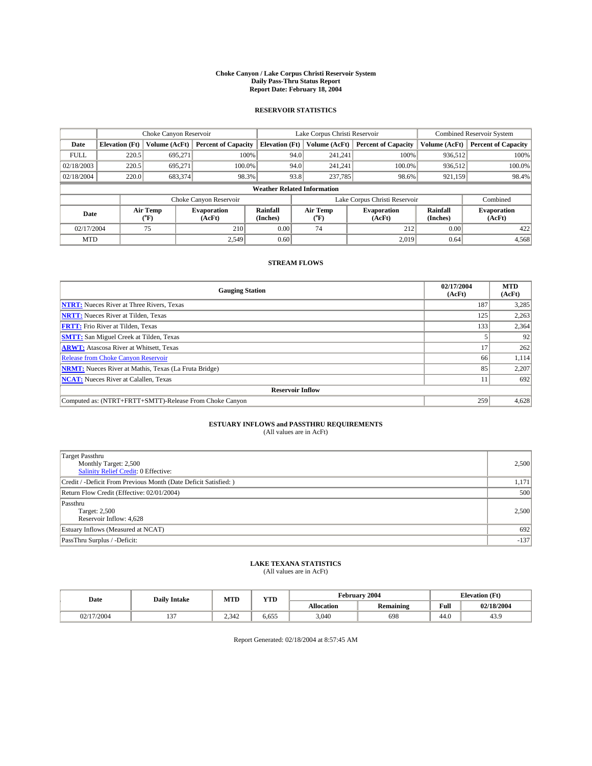**Choke Canyon / Lake Corpus Christi Reservoir System**
**Daily Pass-Thru Status Report**
**Report Date: February 18, 2004**

## RESERVOIR STATISTICS

| | Choke Canyon Reservoir | | | Lake Corpus Christi Reservoir | | | Combined Reservoir System | |
|---|---|---|---|---|---|---|---|---|
| Date | Elevation (Ft) | Volume (AcFt) | Percent of Capacity | Elevation (Ft) | Volume (AcFt) | Percent of Capacity | Volume (AcFt) | Percent of Capacity |
| FULL | 220.5 | 695,271 | 100% | 94.0 | 241,241 | 100% | 936,512 | 100% |
| 02/18/2003 | 220.5 | 695,271 | 100.0% | 94.0 | 241,241 | 100.0% | 936,512 | 100.0% |
| 02/18/2004 | 220.0 | 683,374 | 98.3% | 93.8 | 237,785 | 98.6% | 921,159 | 98.4% |

**Weather Related Information**

| | Choke Canyon Reservoir | | | Lake Corpus Christi Reservoir | | | Combined |
|---|---|---|---|---|---|---|---|
| Date | Air Temp (°F) | Evaporation (AcFt) | Rainfall (Inches) | Air Temp (°F) | Evaporation (AcFt) | Rainfall (Inches) | Evaporation (AcFt) |
| 02/17/2004 | 75 | 210 | 0.00 | 74 | 212 | 0.00 | 422 |
| MTD | | 2,549 | 0.60 | | 2,019 | 0.64 | 4,568 |

## STREAM FLOWS

| Gauging Station | 02/17/2004 (AcFt) | MTD (AcFt) |
|---|---|---|
| **NTRT:** Nueces River at Three Rivers, Texas | 187 | 3,285 |
| **NRTT:** Nueces River at Tilden, Texas | 125 | 2,263 |
| **FRTT:** Frio River at Tilden, Texas | 133 | 2,364 |
| **SMTT:** San Miguel Creek at Tilden, Texas | 5 | 92 |
| **ARWT:** Atascosa River at Whitsett, Texas | 17 | 262 |
| Release from Choke Canyon Reservoir | 66 | 1,114 |
| **NRMT:** Nueces River at Mathis, Texas (La Fruta Bridge) | 85 | 2,207 |
| **NCAT:** Nueces River at Calallen, Texas | 11 | 692 |
| **Reservoir Inflow** | | |
| Computed as: (NTRT+FRTT+SMTT)-Release From Choke Canyon | 259 | 4,628 |

## ESTUARY INFLOWS and PASSTHRU REQUIREMENTS
(All values are in AcFt)

| | |
|---|---|
| Target Passthru<br>Monthly Target: 2,500<br>Salinity Relief Credit: 0 Effective: | 2,500 |
| Credit / -Deficit From Previous Month (Date Deficit Satisfied: ) | 1,171 |
| Return Flow Credit (Effective: 02/01/2004) | 500 |
| Passthru<br>Target: 2,500<br>Reservoir Inflow: 4,628 | 2,500 |
| Estuary Inflows (Measured at NCAT) | 692 |
| PassThru Surplus / -Deficit: | -137 |

## LAKE TEXANA STATISTICS
(All values are in AcFt)

| Date | Daily Intake | MTD | YTD | February 2004 | | Elevation (Ft) | |
|---|---|---|---|---|---|---|---|
| | | | | Allocation | Remaining | Full | 02/18/2004 |
| 02/17/2004 | 137 | 2,342 | 6,655 | 3,040 | 698 | 44.0 | 43.9 |

Report Generated: 02/18/2004 at 8:57:45 AM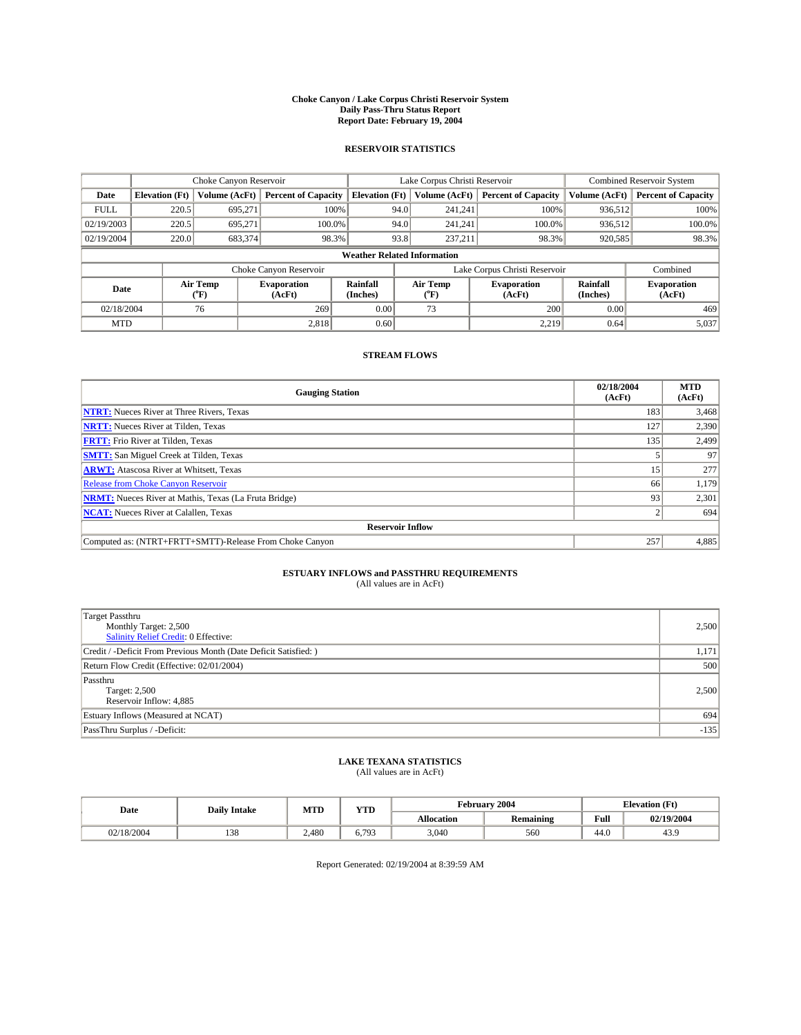**Choke Canyon / Lake Corpus Christi Reservoir System**
**Daily Pass-Thru Status Report**
**Report Date: February 19, 2004**

## RESERVOIR STATISTICS

| | Choke Canyon Reservoir | | | Lake Corpus Christi Reservoir | | | Combined Reservoir System | |
|---|---|---|---|---|---|---|---|---|
| Date | Elevation (Ft) | Volume (AcFt) | Percent of Capacity | Elevation (Ft) | Volume (AcFt) | Percent of Capacity | Volume (AcFt) | Percent of Capacity |
| FULL | 220.5 | 695,271 | 100% | 94.0 | 241,241 | 100% | 936,512 | 100% |
| 02/19/2003 | 220.5 | 695,271 | 100.0% | 94.0 | 241,241 | 100.0% | 936,512 | 100.0% |
| 02/19/2004 | 220.0 | 683,374 | 98.3% | 93.8 | 237,211 | 98.3% | 920,585 | 98.3% |

**Weather Related Information**

| | Choke Canyon Reservoir | | | Lake Corpus Christi Reservoir | | | Combined |
|---|---|---|---|---|---|---|---|
| Date | Air Temp (°F) | Evaporation (AcFt) | Rainfall (Inches) | Air Temp (°F) | Evaporation (AcFt) | Rainfall (Inches) | Evaporation (AcFt) |
| 02/18/2004 | 76 | 269 | 0.00 | 73 | 200 | 0.00 | 469 |
| MTD | | 2,818 | 0.60 | | 2,219 | 0.64 | 5,037 |

## STREAM FLOWS

| Gauging Station | 02/18/2004 (AcFt) | MTD (AcFt) |
|---|---|---|
| **NTRT:** Nueces River at Three Rivers, Texas | 183 | 3,468 |
| **NRTT:** Nueces River at Tilden, Texas | 127 | 2,390 |
| **FRTT:** Frio River at Tilden, Texas | 135 | 2,499 |
| **SMTT:** San Miguel Creek at Tilden, Texas | 5 | 97 |
| **ARWT:** Atascosa River at Whitsett, Texas | 15 | 277 |
| Release from Choke Canyon Reservoir | 66 | 1,179 |
| **NRMT:** Nueces River at Mathis, Texas (La Fruta Bridge) | 93 | 2,301 |
| **NCAT:** Nueces River at Calallen, Texas | 2 | 694 |
| **Reservoir Inflow** | | |
| Computed as: (NTRT+FRTT+SMTT)-Release From Choke Canyon | 257 | 4,885 |

## ESTUARY INFLOWS and PASSTHRU REQUIREMENTS
(All values are in AcFt)

| | |
|---|---|
| Target Passthru<br>Monthly Target: 2,500<br>Salinity Relief Credit: 0 Effective: | 2,500 |
| Credit / -Deficit From Previous Month (Date Deficit Satisfied: ) | 1,171 |
| Return Flow Credit (Effective: 02/01/2004) | 500 |
| Passthru<br>Target: 2,500<br>Reservoir Inflow: 4,885 | 2,500 |
| Estuary Inflows (Measured at NCAT) | 694 |
| PassThru Surplus / -Deficit: | -135 |

## LAKE TEXANA STATISTICS
(All values are in AcFt)

| Date | Daily Intake | MTD | YTD | February 2004 | | Elevation (Ft) | |
|---|---|---|---|---|---|---|---|
| | | | | Allocation | Remaining | Full | 02/19/2004 |
| 02/18/2004 | 138 | 2,480 | 6,793 | 3,040 | 560 | 44.0 | 43.9 |

Report Generated: 02/19/2004 at 8:39:59 AM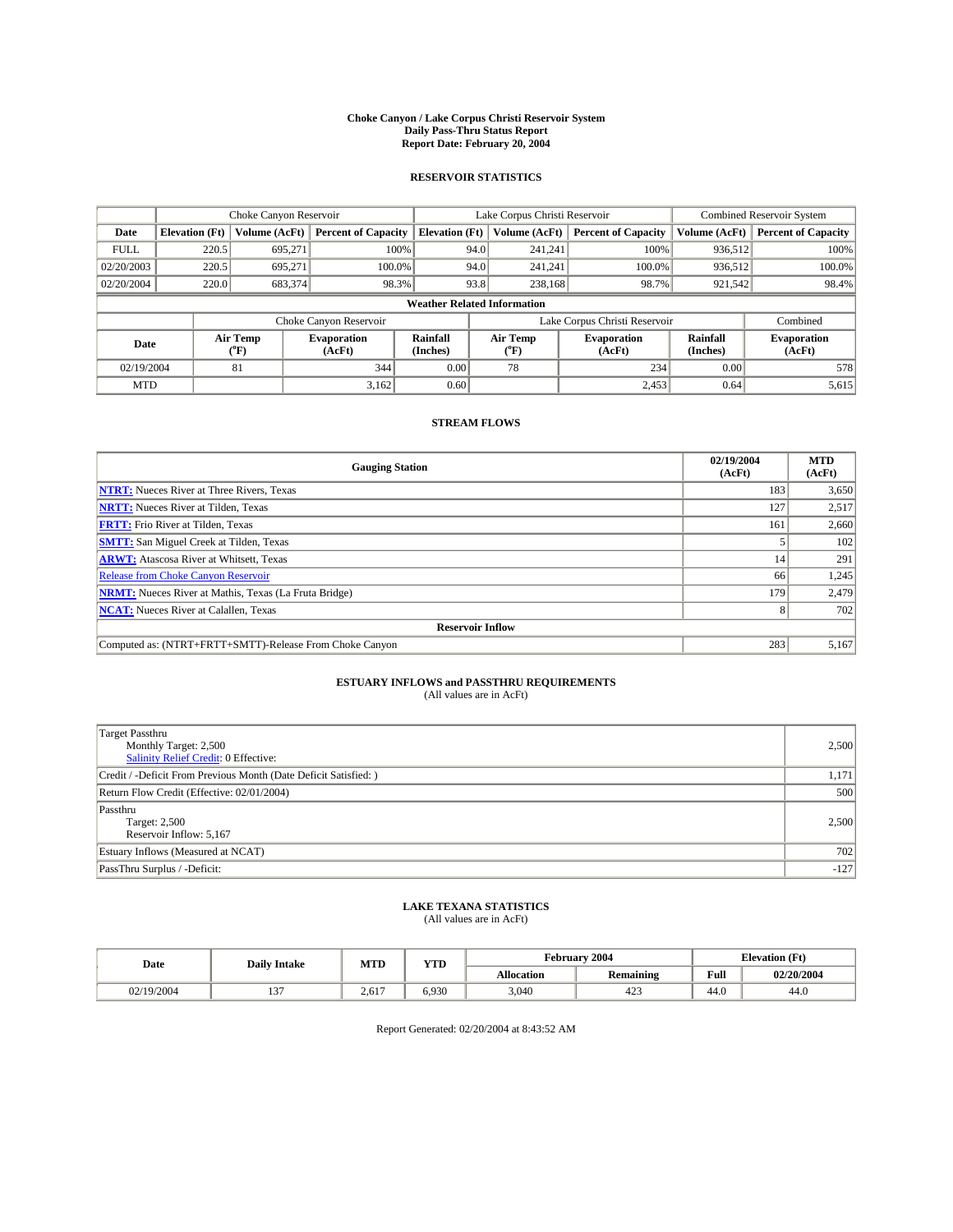# Choke Canyon / Lake Corpus Christi Reservoir System
## Daily Pass-Thru Status Report
### Report Date: February 20, 2004

## RESERVOIR STATISTICS

| | Choke Canyon Reservoir | | | Lake Corpus Christi Reservoir | | | Combined Reservoir System | |
|---|---|---|---|---|---|---|---|---|
| Date | Elevation (Ft) | Volume (AcFt) | Percent of Capacity | Elevation (Ft) | Volume (AcFt) | Percent of Capacity | Volume (AcFt) | Percent of Capacity |
| FULL | 220.5 | 695,271 | 100% | 94.0 | 241,241 | 100% | 936,512 | 100% |
| 02/20/2003 | 220.5 | 695,271 | 100.0% | 94.0 | 241,241 | 100.0% | 936,512 | 100.0% |
| 02/20/2004 | 220.0 | 683,374 | 98.3% | 93.8 | 238,168 | 98.7% | 921,542 | 98.4% |

**Weather Related Information**

| | Choke Canyon Reservoir | | | Lake Corpus Christi Reservoir | | | Combined |
|---|---|---|---|---|---|---|---|
| Date | Air Temp (°F) | Evaporation (AcFt) | Rainfall (Inches) | Air Temp (°F) | Evaporation (AcFt) | Rainfall (Inches) | Evaporation (AcFt) |
| 02/19/2004 | 81 | 344 | 0.00 | 78 | 234 | 0.00 | 578 |
| MTD | | 3,162 | 0.60 | | 2,453 | 0.64 | 5,615 |

## STREAM FLOWS

| Gauging Station | 02/19/2004 (AcFt) | MTD (AcFt) |
|---|---|---|
| **NTRT:** Nueces River at Three Rivers, Texas | 183 | 3,650 |
| **NRTT:** Nueces River at Tilden, Texas | 127 | 2,517 |
| **FRTT:** Frio River at Tilden, Texas | 161 | 2,660 |
| **SMTT:** San Miguel Creek at Tilden, Texas | 5 | 102 |
| **ARWT:** Atascosa River at Whitsett, Texas | 14 | 291 |
| Release from Choke Canyon Reservoir | 66 | 1,245 |
| **NRMT:** Nueces River at Mathis, Texas (La Fruta Bridge) | 179 | 2,479 |
| **NCAT:** Nueces River at Calallen, Texas | 8 | 702 |
| **Reservoir Inflow** | | |
| Computed as: (NTRT+FRTT+SMTT)-Release From Choke Canyon | 283 | 5,167 |

## ESTUARY INFLOWS and PASSTHRU REQUIREMENTS
(All values are in AcFt)

| | |
|---|---|
| Target Passthru<br>Monthly Target: 2,500<br>Salinity Relief Credit: 0 Effective: | 2,500 |
| Credit / -Deficit From Previous Month (Date Deficit Satisfied: ) | 1,171 |
| Return Flow Credit (Effective: 02/01/2004) | 500 |
| Passthru<br>Target: 2,500<br>Reservoir Inflow: 5,167 | 2,500 |
| Estuary Inflows (Measured at NCAT) | 702 |
| PassThru Surplus / -Deficit: | -127 |

## LAKE TEXANA STATISTICS
(All values are in AcFt)

| Date | Daily Intake | MTD | YTD | February 2004 | | Elevation (Ft) | |
|---|---|---|---|---|---|---|---|
| | | | | Allocation | Remaining | Full | 02/20/2004 |
| 02/19/2004 | 137 | 2,617 | 6,930 | 3,040 | 423 | 44.0 | 44.0 |

Report Generated: 02/20/2004 at 8:43:52 AM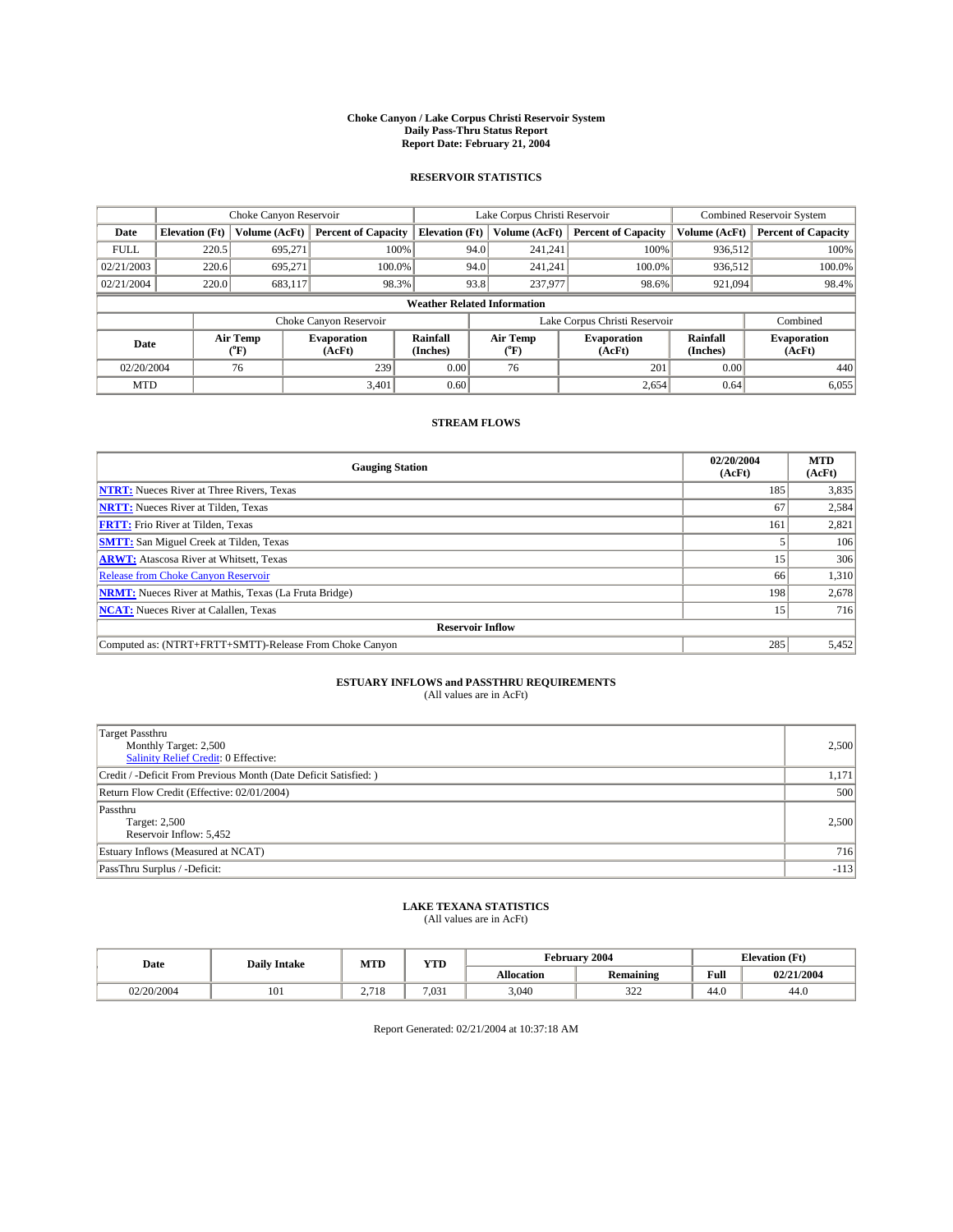# Choke Canyon / Lake Corpus Christi Reservoir System
## Daily Pass-Thru Status Report
## Report Date: February 21, 2004

### RESERVOIR STATISTICS

| | Choke Canyon Reservoir | | | Lake Corpus Christi Reservoir | | | Combined Reservoir System | |
|---|---|---|---|---|---|---|---|---|
| Date | Elevation (Ft) | Volume (AcFt) | Percent of Capacity | Elevation (Ft) | Volume (AcFt) | Percent of Capacity | Volume (AcFt) | Percent of Capacity |
| FULL | 220.5 | 695,271 | 100% | 94.0 | 241,241 | 100% | 936,512 | 100% |
| 02/21/2003 | 220.6 | 695,271 | 100.0% | 94.0 | 241,241 | 100.0% | 936,512 | 100.0% |
| 02/21/2004 | 220.0 | 683,117 | 98.3% | 93.8 | 237,977 | 98.6% | 921,094 | 98.4% |

**Weather Related Information**

| | Choke Canyon Reservoir | | | Lake Corpus Christi Reservoir | | | Combined |
|---|---|---|---|---|---|---|---|
| Date | Air Temp (°F) | Evaporation (AcFt) | Rainfall (Inches) | Air Temp (°F) | Evaporation (AcFt) | Rainfall (Inches) | Evaporation (AcFt) |
| 02/20/2004 | 76 | 239 | 0.00 | 76 | 201 | 0.00 | 440 |
| MTD | | 3,401 | 0.60 | | 2,654 | 0.64 | 6,055 |

### STREAM FLOWS

| Gauging Station | 02/20/2004 (AcFt) | MTD (AcFt) |
|---|---|---|
| **NTRT:** Nueces River at Three Rivers, Texas | 185 | 3,835 |
| **NRTT:** Nueces River at Tilden, Texas | 67 | 2,584 |
| **FRTT:** Frio River at Tilden, Texas | 161 | 2,821 |
| **SMTT:** San Miguel Creek at Tilden, Texas | 5 | 106 |
| **ARWT:** Atascosa River at Whitsett, Texas | 15 | 306 |
| Release from Choke Canyon Reservoir | 66 | 1,310 |
| **NRMT:** Nueces River at Mathis, Texas (La Fruta Bridge) | 198 | 2,678 |
| **NCAT:** Nueces River at Calallen, Texas | 15 | 716 |
| **Reservoir Inflow** | | |
| Computed as: (NTRT+FRTT+SMTT)-Release From Choke Canyon | 285 | 5,452 |

### ESTUARY INFLOWS and PASSTHRU REQUIREMENTS
(All values are in AcFt)

| | |
|---|---|
| Target Passthru<br>Monthly Target: 2,500<br>Salinity Relief Credit: 0 Effective: | 2,500 |
| Credit / -Deficit From Previous Month (Date Deficit Satisfied: ) | 1,171 |
| Return Flow Credit (Effective: 02/01/2004) | 500 |
| Passthru<br>Target: 2,500<br>Reservoir Inflow: 5,452 | 2,500 |
| Estuary Inflows (Measured at NCAT) | 716 |
| PassThru Surplus / -Deficit: | -113 |

### LAKE TEXANA STATISTICS
(All values are in AcFt)

| Date | Daily Intake | MTD | YTD | February 2004 | | Elevation (Ft) | |
|---|---|---|---|---|---|---|---|
| | | | | Allocation | Remaining | Full | 02/21/2004 |
| 02/20/2004 | 101 | 2,718 | 7,031 | 3,040 | 322 | 44.0 | 44.0 |

Report Generated: 02/21/2004 at 10:37:18 AM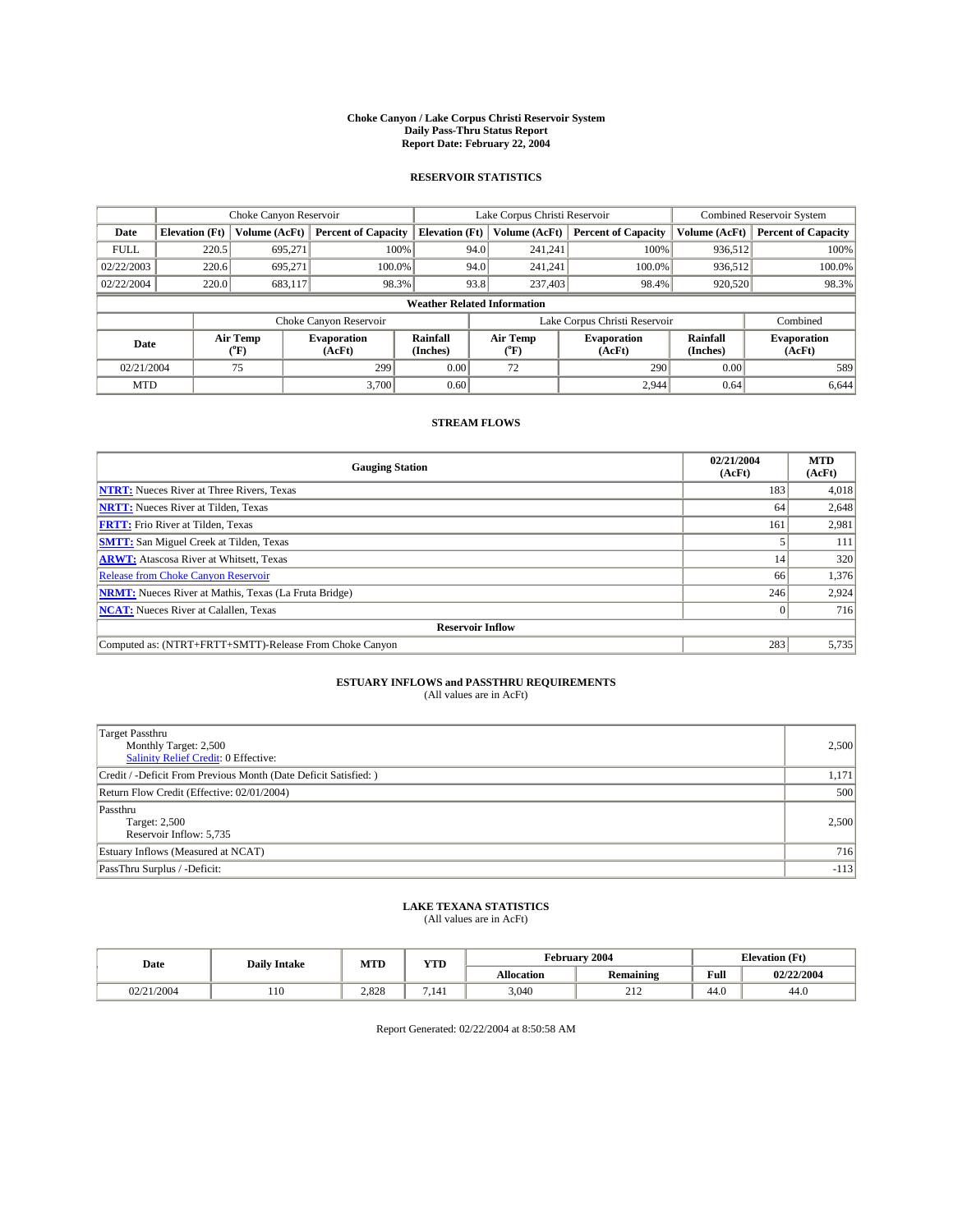**Choke Canyon / Lake Corpus Christi Reservoir System**
**Daily Pass-Thru Status Report**
**Report Date: February 22, 2004**

## RESERVOIR STATISTICS

| | Choke Canyon Reservoir | | | Lake Corpus Christi Reservoir | | | Combined Reservoir System | |
|---|---|---|---|---|---|---|---|---|
| Date | Elevation (Ft) | Volume (AcFt) | Percent of Capacity | Elevation (Ft) | Volume (AcFt) | Percent of Capacity | Volume (AcFt) | Percent of Capacity |
| FULL | 220.5 | 695,271 | 100% | 94.0 | 241,241 | 100% | 936,512 | 100% |
| 02/22/2003 | 220.6 | 695,271 | 100.0% | 94.0 | 241,241 | 100.0% | 936,512 | 100.0% |
| 02/22/2004 | 220.0 | 683,117 | 98.3% | 93.8 | 237,403 | 98.4% | 920,520 | 98.3% |

**Weather Related Information**

| | Choke Canyon Reservoir | | | Lake Corpus Christi Reservoir | | | Combined |
|---|---|---|---|---|---|---|---|
| Date | Air Temp (°F) | Evaporation (AcFt) | Rainfall (Inches) | Air Temp (°F) | Evaporation (AcFt) | Rainfall (Inches) | Evaporation (AcFt) |
| 02/21/2004 | 75 | 299 | 0.00 | 72 | 290 | 0.00 | 589 |
| MTD | | 3,700 | 0.60 | | 2,944 | 0.64 | 6,644 |

## STREAM FLOWS

| Gauging Station | 02/21/2004 (AcFt) | MTD (AcFt) |
|---|---|---|
| **NTRT:** Nueces River at Three Rivers, Texas | 183 | 4,018 |
| **NRTT:** Nueces River at Tilden, Texas | 64 | 2,648 |
| **FRTT:** Frio River at Tilden, Texas | 161 | 2,981 |
| **SMTT:** San Miguel Creek at Tilden, Texas | 5 | 111 |
| **ARWT:** Atascosa River at Whitsett, Texas | 14 | 320 |
| Release from Choke Canyon Reservoir | 66 | 1,376 |
| **NRMT:** Nueces River at Mathis, Texas (La Fruta Bridge) | 246 | 2,924 |
| **NCAT:** Nueces River at Calallen, Texas | 0 | 716 |
| **Reservoir Inflow** | | |
| Computed as: (NTRT+FRTT+SMTT)-Release From Choke Canyon | 283 | 5,735 |

## ESTUARY INFLOWS and PASSTHRU REQUIREMENTS
(All values are in AcFt)

| | |
|---|---|
| Target Passthru<br>Monthly Target: 2,500<br>Salinity Relief Credit: 0 Effective: | 2,500 |
| Credit / -Deficit From Previous Month (Date Deficit Satisfied: ) | 1,171 |
| Return Flow Credit (Effective: 02/01/2004) | 500 |
| Passthru<br>Target: 2,500<br>Reservoir Inflow: 5,735 | 2,500 |
| Estuary Inflows (Measured at NCAT) | 716 |
| PassThru Surplus / -Deficit: | -113 |

## LAKE TEXANA STATISTICS
(All values are in AcFt)

| Date | Daily Intake | MTD | YTD | February 2004 | | Elevation (Ft) | |
|---|---|---|---|---|---|---|---|
| | | | | Allocation | Remaining | Full | 02/22/2004 |
| 02/21/2004 | 110 | 2,828 | 7,141 | 3,040 | 212 | 44.0 | 44.0 |

Report Generated: 02/22/2004 at 8:50:58 AM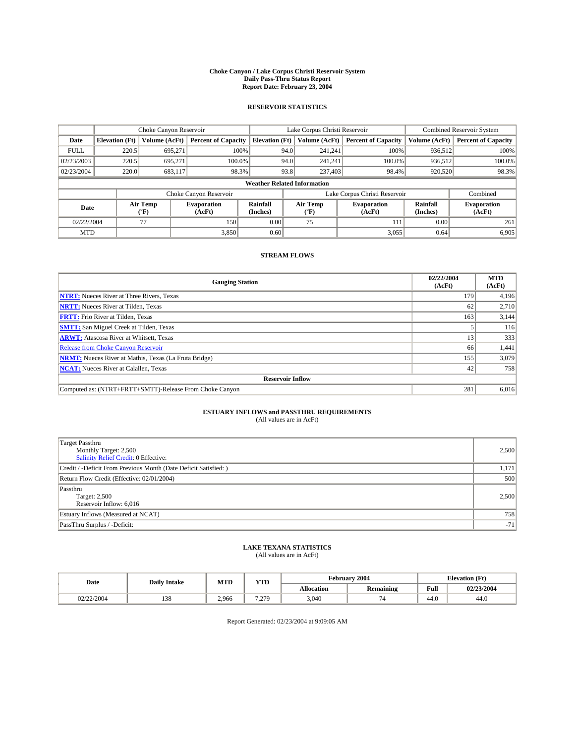# Choke Canyon / Lake Corpus Christi Reservoir System
## Daily Pass-Thru Status Report
### Report Date: February 23, 2004

## RESERVOIR STATISTICS

| | Choke Canyon Reservoir | | | Lake Corpus Christi Reservoir | | | Combined Reservoir System | |
|---|---|---|---|---|---|---|---|---|
| Date | Elevation (Ft) | Volume (AcFt) | Percent of Capacity | Elevation (Ft) | Volume (AcFt) | Percent of Capacity | Volume (AcFt) | Percent of Capacity |
| FULL | 220.5 | 695,271 | 100% | 94.0 | 241,241 | 100% | 936,512 | 100% |
| 02/23/2003 | 220.5 | 695,271 | 100.0% | 94.0 | 241,241 | 100.0% | 936,512 | 100.0% |
| 02/23/2004 | 220.0 | 683,117 | 98.3% | 93.8 | 237,403 | 98.4% | 920,520 | 98.3% |

**Weather Related Information**

| | Choke Canyon Reservoir | | | Lake Corpus Christi Reservoir | | | Combined |
|---|---|---|---|---|---|---|---|
| Date | Air Temp (°F) | Evaporation (AcFt) | Rainfall (Inches) | Air Temp (°F) | Evaporation (AcFt) | Rainfall (Inches) | Evaporation (AcFt) |
| 02/22/2004 | 77 | 150 | 0.00 | 75 | 111 | 0.00 | 261 |
| MTD | | 3,850 | 0.60 | | 3,055 | 0.64 | 6,905 |

## STREAM FLOWS

| Gauging Station | 02/22/2004 (AcFt) | MTD (AcFt) |
|---|---|---|
| NTRT: Nueces River at Three Rivers, Texas | 179 | 4,196 |
| NRTT: Nueces River at Tilden, Texas | 62 | 2,710 |
| FRTT: Frio River at Tilden, Texas | 163 | 3,144 |
| SMTT: San Miguel Creek at Tilden, Texas | 5 | 116 |
| ARWT: Atascosa River at Whitsett, Texas | 13 | 333 |
| Release from Choke Canyon Reservoir | 66 | 1,441 |
| NRMT: Nueces River at Mathis, Texas (La Fruta Bridge) | 155 | 3,079 |
| NCAT: Nueces River at Calallen, Texas | 42 | 758 |
| **Reservoir Inflow** | | |
| Computed as: (NTRT+FRTT+SMTT)-Release From Choke Canyon | 281 | 6,016 |

## ESTUARY INFLOWS and PASSTHRU REQUIREMENTS
(All values are in AcFt)

| | |
|---|---|
| Target Passthru<br>Monthly Target: 2,500<br>Salinity Relief Credit: 0 Effective: | 2,500 |
| Credit / -Deficit From Previous Month (Date Deficit Satisfied: ) | 1,171 |
| Return Flow Credit (Effective: 02/01/2004) | 500 |
| Passthru<br>Target: 2,500<br>Reservoir Inflow: 6,016 | 2,500 |
| Estuary Inflows (Measured at NCAT) | 758 |
| PassThru Surplus / -Deficit: | -71 |

## LAKE TEXANA STATISTICS
(All values are in AcFt)

| Date | Daily Intake | MTD | YTD | February 2004 | | Elevation (Ft) | |
|---|---|---|---|---|---|---|---|
| | | | | Allocation | Remaining | Full | 02/23/2004 |
| 02/22/2004 | 138 | 2,966 | 7,279 | 3,040 | 74 | 44.0 | 44.0 |

Report Generated: 02/23/2004 at 9:09:05 AM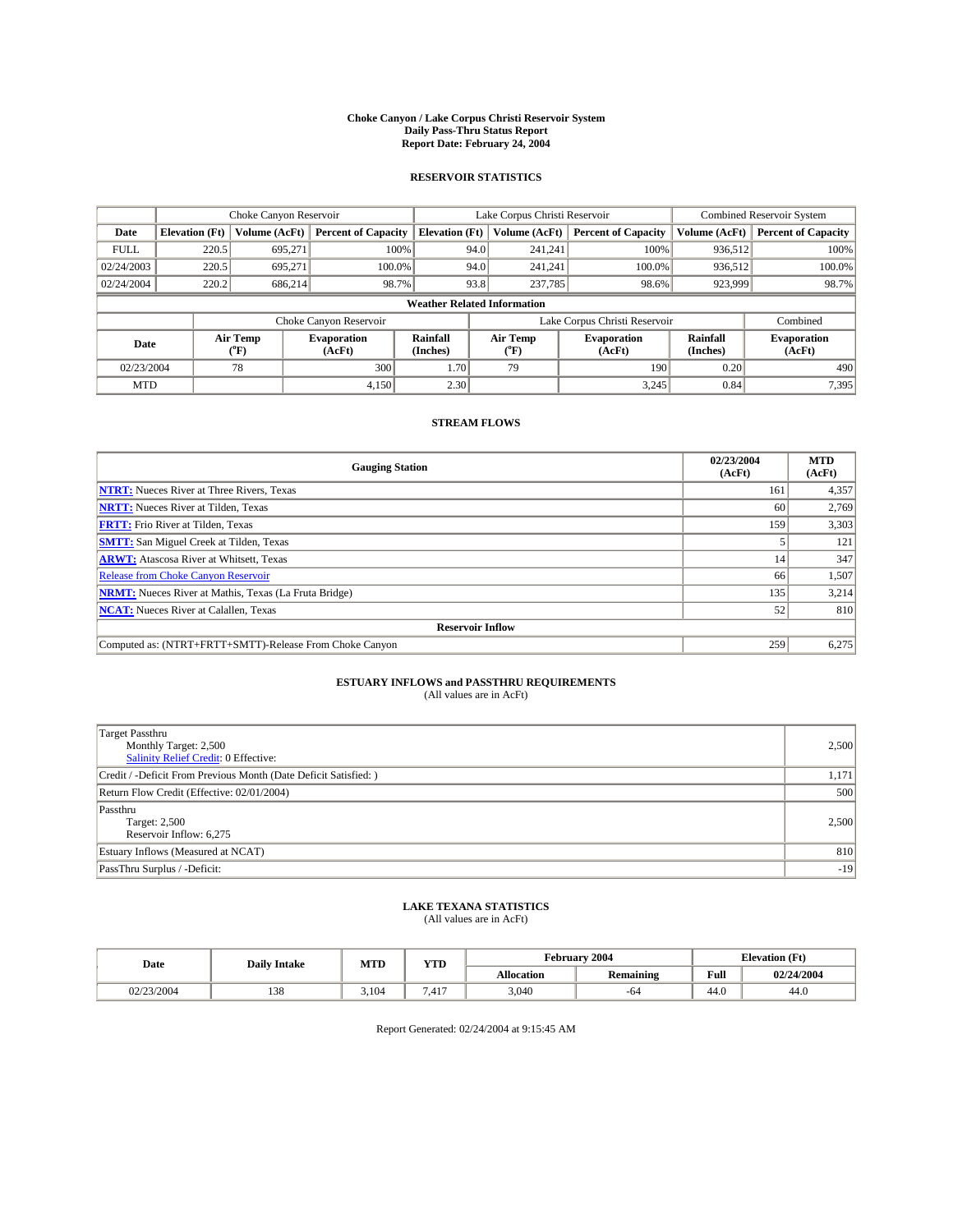**Choke Canyon / Lake Corpus Christi Reservoir System**
**Daily Pass-Thru Status Report**
**Report Date: February 24, 2004**

## RESERVOIR STATISTICS

| | Choke Canyon Reservoir | | | Lake Corpus Christi Reservoir | | | Combined Reservoir System | |
|---|---|---|---|---|---|---|---|---|
| Date | Elevation (Ft) | Volume (AcFt) | Percent of Capacity | Elevation (Ft) | Volume (AcFt) | Percent of Capacity | Volume (AcFt) | Percent of Capacity |
| FULL | 220.5 | 695,271 | 100% | 94.0 | 241,241 | 100% | 936,512 | 100% |
| 02/24/2003 | 220.5 | 695,271 | 100.0% | 94.0 | 241,241 | 100.0% | 936,512 | 100.0% |
| 02/24/2004 | 220.2 | 686,214 | 98.7% | 93.8 | 237,785 | 98.6% | 923,999 | 98.7% |

**Weather Related Information**

| | Choke Canyon Reservoir | | | Lake Corpus Christi Reservoir | | | Combined |
|---|---|---|---|---|---|---|---|
| Date | Air Temp (°F) | Evaporation (AcFt) | Rainfall (Inches) | Air Temp (°F) | Evaporation (AcFt) | Rainfall (Inches) | Evaporation (AcFt) |
| 02/23/2004 | 78 | 300 | 1.70 | 79 | 190 | 0.20 | 490 |
| MTD | | 4,150 | 2.30 | | 3,245 | 0.84 | 7,395 |

## STREAM FLOWS

| Gauging Station | 02/23/2004 (AcFt) | MTD (AcFt) |
|---|---|---|
| **NTRT:** Nueces River at Three Rivers, Texas | 161 | 4,357 |
| **NRTT:** Nueces River at Tilden, Texas | 60 | 2,769 |
| **FRTT:** Frio River at Tilden, Texas | 159 | 3,303 |
| **SMTT:** San Miguel Creek at Tilden, Texas | 5 | 121 |
| **ARWT:** Atascosa River at Whitsett, Texas | 14 | 347 |
| Release from Choke Canyon Reservoir | 66 | 1,507 |
| **NRMT:** Nueces River at Mathis, Texas (La Fruta Bridge) | 135 | 3,214 |
| **NCAT:** Nueces River at Calallen, Texas | 52 | 810 |
| **Reservoir Inflow** | | |
| Computed as: (NTRT+FRTT+SMTT)-Release From Choke Canyon | 259 | 6,275 |

## ESTUARY INFLOWS and PASSTHRU REQUIREMENTS

(All values are in AcFt)

| | |
|---|---|
| Target Passthru<br>Monthly Target: 2,500<br>Salinity Relief Credit: 0 Effective: | 2,500 |
| Credit / -Deficit From Previous Month (Date Deficit Satisfied: ) | 1,171 |
| Return Flow Credit (Effective: 02/01/2004) | 500 |
| Passthru<br>Target: 2,500<br>Reservoir Inflow: 6,275 | 2,500 |
| Estuary Inflows (Measured at NCAT) | 810 |
| PassThru Surplus / -Deficit: | -19 |

## LAKE TEXANA STATISTICS

(All values are in AcFt)

| Date | Daily Intake | MTD | YTD | February 2004 | | Elevation (Ft) | |
|---|---|---|---|---|---|---|---|
| | | | | Allocation | Remaining | Full | 02/24/2004 |
| 02/23/2004 | 138 | 3,104 | 7,417 | 3,040 | -64 | 44.0 | 44.0 |

Report Generated: 02/24/2004 at 9:15:45 AM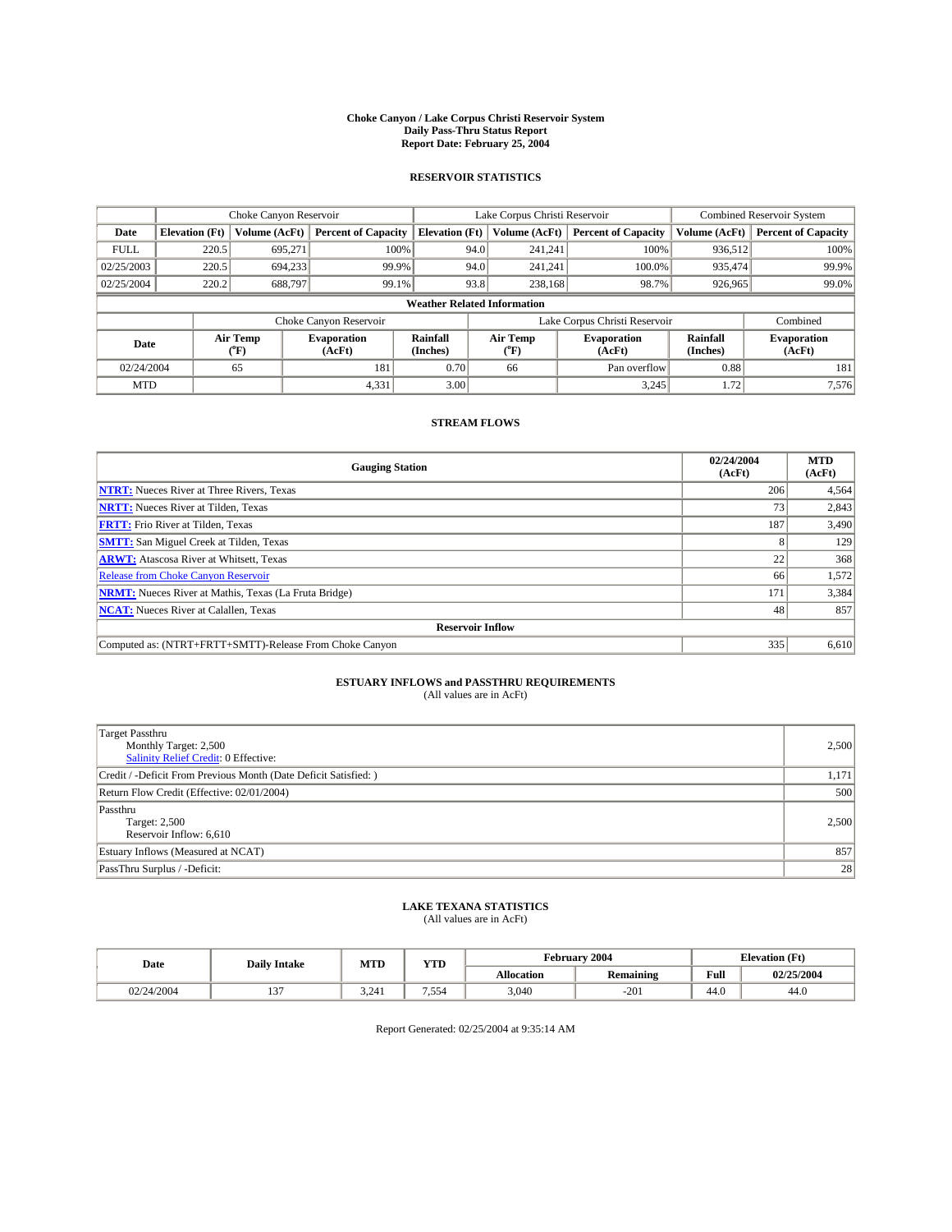**Choke Canyon / Lake Corpus Christi Reservoir System**
**Daily Pass-Thru Status Report**
**Report Date: February 25, 2004**

## RESERVOIR STATISTICS

| | Choke Canyon Reservoir | | | Lake Corpus Christi Reservoir | | | Combined Reservoir System | |
|---|---|---|---|---|---|---|---|---|
| Date | Elevation (Ft) | Volume (AcFt) | Percent of Capacity | Elevation (Ft) | Volume (AcFt) | Percent of Capacity | Volume (AcFt) | Percent of Capacity |
| FULL | 220.5 | 695,271 | 100% | 94.0 | 241,241 | 100% | 936,512 | 100% |
| 02/25/2003 | 220.5 | 694,233 | 99.9% | 94.0 | 241,241 | 100.0% | 935,474 | 99.9% |
| 02/25/2004 | 220.2 | 688,797 | 99.1% | 93.8 | 238,168 | 98.7% | 926,965 | 99.0% |

**Weather Related Information**

| | Choke Canyon Reservoir | | | Lake Corpus Christi Reservoir | | | Combined |
|---|---|---|---|---|---|---|---|
| Date | Air Temp (°F) | Evaporation (AcFt) | Rainfall (Inches) | Air Temp (°F) | Evaporation (AcFt) | Rainfall (Inches) | Evaporation (AcFt) |
| 02/24/2004 | 65 | 181 | 0.70 | 66 | Pan overflow | 0.88 | 181 |
| MTD | | 4,331 | 3.00 | | 3,245 | 1.72 | 7,576 |

## STREAM FLOWS

| Gauging Station | 02/24/2004 (AcFt) | MTD (AcFt) |
|---|---|---|
| **NTRT:** Nueces River at Three Rivers, Texas | 206 | 4,564 |
| **NRTT:** Nueces River at Tilden, Texas | 73 | 2,843 |
| **FRTT:** Frio River at Tilden, Texas | 187 | 3,490 |
| **SMTT:** San Miguel Creek at Tilden, Texas | 8 | 129 |
| **ARWT:** Atascosa River at Whitsett, Texas | 22 | 368 |
| Release from Choke Canyon Reservoir | 66 | 1,572 |
| **NRMT:** Nueces River at Mathis, Texas (La Fruta Bridge) | 171 | 3,384 |
| **NCAT:** Nueces River at Calallen, Texas | 48 | 857 |
| **Reservoir Inflow** | | |
| Computed as: (NTRT+FRTT+SMTT)-Release From Choke Canyon | 335 | 6,610 |

## ESTUARY INFLOWS and PASSTHRU REQUIREMENTS
(All values are in AcFt)

| | |
|---|---|
| Target Passthru<br>Monthly Target: 2,500<br>Salinity Relief Credit: 0 Effective: | 2,500 |
| Credit / -Deficit From Previous Month (Date Deficit Satisfied: ) | 1,171 |
| Return Flow Credit (Effective: 02/01/2004) | 500 |
| Passthru<br>Target: 2,500<br>Reservoir Inflow: 6,610 | 2,500 |
| Estuary Inflows (Measured at NCAT) | 857 |
| PassThru Surplus / -Deficit: | 28 |

## LAKE TEXANA STATISTICS
(All values are in AcFt)

| Date | Daily Intake | MTD | YTD | February 2004 | | Elevation (Ft) | |
|---|---|---|---|---|---|---|---|
| | | | | Allocation | Remaining | Full | 02/25/2004 |
| 02/24/2004 | 137 | 3,241 | 7,554 | 3,040 | -201 | 44.0 | 44.0 |

Report Generated: 02/25/2004 at 9:35:14 AM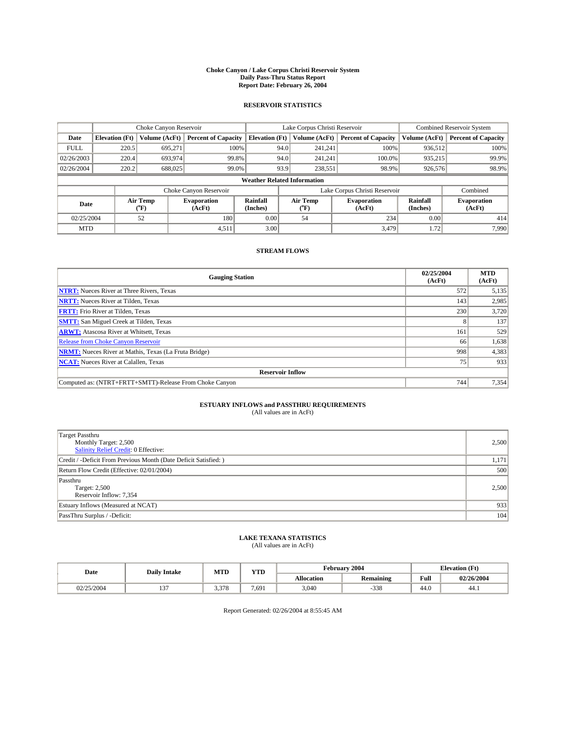**Choke Canyon / Lake Corpus Christi Reservoir System**
**Daily Pass-Thru Status Report**
**Report Date: February 26, 2004**

## RESERVOIR STATISTICS

| | Choke Canyon Reservoir | | | Lake Corpus Christi Reservoir | | | Combined Reservoir System | |
|---|---|---|---|---|---|---|---|---|
| **Date** | **Elevation (Ft)** | **Volume (AcFt)** | **Percent of Capacity** | **Elevation (Ft)** | **Volume (AcFt)** | **Percent of Capacity** | **Volume (AcFt)** | **Percent of Capacity** |
| FULL | 220.5 | 695,271 | 100% | 94.0 | 241,241 | 100% | 936,512 | 100% |
| 02/26/2003 | 220.4 | 693,974 | 99.8% | 94.0 | 241,241 | 100.0% | 935,215 | 99.9% |
| 02/26/2004 | 220.2 | 688,025 | 99.0% | 93.9 | 238,551 | 98.9% | 926,576 | 98.9% |

**Weather Related Information**

| | Choke Canyon Reservoir | | | Lake Corpus Christi Reservoir | | | Combined |
|---|---|---|---|---|---|---|---|
| **Date** | **Air Temp (°F)** | **Evaporation (AcFt)** | **Rainfall (Inches)** | **Air Temp (°F)** | **Evaporation (AcFt)** | **Rainfall (Inches)** | **Evaporation (AcFt)** |
| 02/25/2004 | 52 | 180 | 0.00 | 54 | 234 | 0.00 | 414 |
| MTD | | 4,511 | 3.00 | | 3,479 | 1.72 | 7,990 |

## STREAM FLOWS

| Gauging Station | 02/25/2004 (AcFt) | MTD (AcFt) |
|---|---|---|
| **NTRT:** Nueces River at Three Rivers, Texas | 572 | 5,135 |
| **NRTT:** Nueces River at Tilden, Texas | 143 | 2,985 |
| **FRTT:** Frio River at Tilden, Texas | 230 | 3,720 |
| **SMTT:** San Miguel Creek at Tilden, Texas | 8 | 137 |
| **ARWT:** Atascosa River at Whitsett, Texas | 161 | 529 |
| Release from Choke Canyon Reservoir | 66 | 1,638 |
| **NRMT:** Nueces River at Mathis, Texas (La Fruta Bridge) | 998 | 4,383 |
| **NCAT:** Nueces River at Calallen, Texas | 75 | 933 |
| **Reservoir Inflow** | | |
| Computed as: (NTRT+FRTT+SMTT)-Release From Choke Canyon | 744 | 7,354 |

## ESTUARY INFLOWS and PASSTHRU REQUIREMENTS

(All values are in AcFt)

| | |
|---|---|
| Target Passthru<br>Monthly Target: 2,500<br>Salinity Relief Credit: 0 Effective: | 2,500 |
| Credit / -Deficit From Previous Month (Date Deficit Satisfied: ) | 1,171 |
| Return Flow Credit (Effective: 02/01/2004) | 500 |
| Passthru<br>Target: 2,500<br>Reservoir Inflow: 7,354 | 2,500 |
| Estuary Inflows (Measured at NCAT) | 933 |
| PassThru Surplus / -Deficit: | 104 |

## LAKE TEXANA STATISTICS

(All values are in AcFt)

| Date | Daily Intake | MTD | YTD | February 2004 | | Elevation (Ft) | |
|---|---|---|---|---|---|---|---|
| | | | | **Allocation** | **Remaining** | **Full** | **02/26/2004** |
| 02/25/2004 | 137 | 3,378 | 7,691 | 3,040 | -338 | 44.0 | 44.1 |

Report Generated: 02/26/2004 at 8:55:45 AM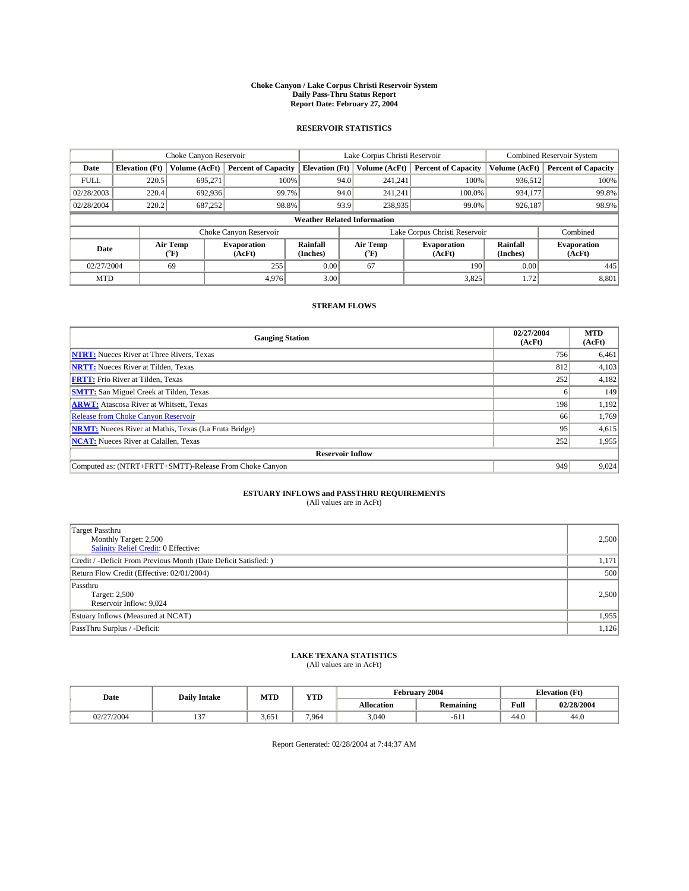# Choke Canyon / Lake Corpus Christi Reservoir System
## Daily Pass-Thru Status Report
## Report Date: February 27, 2004

### RESERVOIR STATISTICS

| | Choke Canyon Reservoir | | | Lake Corpus Christi Reservoir | | | Combined Reservoir System | |
|---|---|---|---|---|---|---|---|---|
| Date | Elevation (Ft) | Volume (AcFt) | Percent of Capacity | Elevation (Ft) | Volume (AcFt) | Percent of Capacity | Volume (AcFt) | Percent of Capacity |
| FULL | 220.5 | 695,271 | 100% | 94.0 | 241,241 | 100% | 936,512 | 100% |
| 02/28/2003 | 220.4 | 692,936 | 99.7% | 94.0 | 241,241 | 100.0% | 934,177 | 99.8% |
| 02/28/2004 | 220.2 | 687,252 | 98.8% | 93.9 | 238,935 | 99.0% | 926,187 | 98.9% |

**Weather Related Information**

| | Choke Canyon Reservoir | | | Lake Corpus Christi Reservoir | | | Combined |
|---|---|---|---|---|---|---|---|
| Date | Air Temp (°F) | Evaporation (AcFt) | Rainfall (Inches) | Air Temp (°F) | Evaporation (AcFt) | Rainfall (Inches) | Evaporation (AcFt) |
| 02/27/2004 | 69 | 255 | 0.00 | 67 | 190 | 0.00 | 445 |
| MTD | | 4,976 | 3.00 | | 3,825 | 1.72 | 8,801 |

### STREAM FLOWS

| Gauging Station | 02/27/2004 (AcFt) | MTD (AcFt) |
|---|---|---|
| **NTRT:** Nueces River at Three Rivers, Texas | 756 | 6,461 |
| **NRTT:** Nueces River at Tilden, Texas | 812 | 4,103 |
| **FRTT:** Frio River at Tilden, Texas | 252 | 4,182 |
| **SMTT:** San Miguel Creek at Tilden, Texas | 6 | 149 |
| **ARWT:** Atascosa River at Whitsett, Texas | 198 | 1,192 |
| Release from Choke Canyon Reservoir | 66 | 1,769 |
| **NRMT:** Nueces River at Mathis, Texas (La Fruta Bridge) | 95 | 4,615 |
| **NCAT:** Nueces River at Calallen, Texas | 252 | 1,955 |
| **Reservoir Inflow** | | |
| Computed as: (NTRT+FRTT+SMTT)-Release From Choke Canyon | 949 | 9,024 |

### ESTUARY INFLOWS and PASSTHRU REQUIREMENTS
(All values are in AcFt)

| | |
|---|---|
| Target Passthru<br>Monthly Target: 2,500<br>Salinity Relief Credit: 0 Effective: | 2,500 |
| Credit / -Deficit From Previous Month (Date Deficit Satisfied: ) | 1,171 |
| Return Flow Credit (Effective: 02/01/2004) | 500 |
| Passthru<br>Target: 2,500<br>Reservoir Inflow: 9,024 | 2,500 |
| Estuary Inflows (Measured at NCAT) | 1,955 |
| PassThru Surplus / -Deficit: | 1,126 |

### LAKE TEXANA STATISTICS
(All values are in AcFt)

| Date | Daily Intake | MTD | YTD | February 2004 | | Elevation (Ft) | |
|---|---|---|---|---|---|---|---|
| | | | | Allocation | Remaining | Full | 02/28/2004 |
| 02/27/2004 | 137 | 3,651 | 7,964 | 3,040 | -611 | 44.0 | 44.0 |

Report Generated: 02/28/2004 at 7:44:37 AM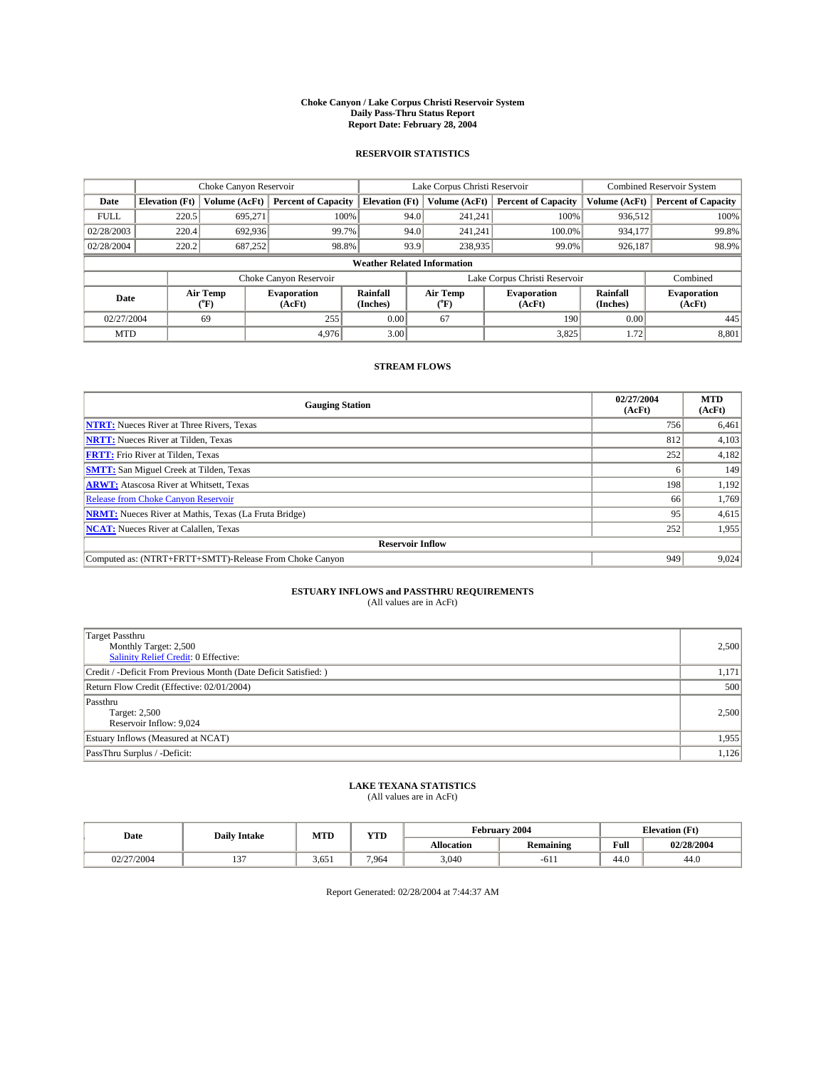# Choke Canyon / Lake Corpus Christi Reservoir System
## Daily Pass-Thru Status Report
### Report Date: February 28, 2004

## RESERVOIR STATISTICS

| | Choke Canyon Reservoir | | | Lake Corpus Christi Reservoir | | | Combined Reservoir System | |
|---|---|---|---|---|---|---|---|---|
| **Date** | **Elevation (Ft)** | **Volume (AcFt)** | **Percent of Capacity** | **Elevation (Ft)** | **Volume (AcFt)** | **Percent of Capacity** | **Volume (AcFt)** | **Percent of Capacity** |
| FULL | 220.5 | 695,271 | 100% | 94.0 | 241,241 | 100% | 936,512 | 100% |
| 02/28/2003 | 220.4 | 692,936 | 99.7% | 94.0 | 241,241 | 100.0% | 934,177 | 99.8% |
| 02/28/2004 | 220.2 | 687,252 | 98.8% | 93.9 | 238,935 | 99.0% | 926,187 | 98.9% |

**Weather Related Information**

| | Choke Canyon Reservoir | | | Lake Corpus Christi Reservoir | | | Combined |
|---|---|---|---|---|---|---|---|
| **Date** | **Air Temp (°F)** | **Evaporation (AcFt)** | **Rainfall (Inches)** | **Air Temp (°F)** | **Evaporation (AcFt)** | **Rainfall (Inches)** | **Evaporation (AcFt)** |
| 02/27/2004 | 69 | 255 | 0.00 | 67 | 190 | 0.00 | 445 |
| MTD | | 4,976 | 3.00 | | 3,825 | 1.72 | 8,801 |

## STREAM FLOWS

| Gauging Station | 02/27/2004 (AcFt) | MTD (AcFt) |
|---|---|---|
| **NTRT:** Nueces River at Three Rivers, Texas | 756 | 6,461 |
| **NRTT:** Nueces River at Tilden, Texas | 812 | 4,103 |
| **FRTT:** Frio River at Tilden, Texas | 252 | 4,182 |
| **SMTT:** San Miguel Creek at Tilden, Texas | 6 | 149 |
| **ARWT:** Atascosa River at Whitsett, Texas | 198 | 1,192 |
| Release from Choke Canyon Reservoir | 66 | 1,769 |
| **NRMT:** Nueces River at Mathis, Texas (La Fruta Bridge) | 95 | 4,615 |
| **NCAT:** Nueces River at Calallen, Texas | 252 | 1,955 |
| **Reservoir Inflow** | | |
| Computed as: (NTRT+FRTT+SMTT)-Release From Choke Canyon | 949 | 9,024 |

## ESTUARY INFLOWS and PASSTHRU REQUIREMENTS
(All values are in AcFt)

| | |
|---|---|
| Target Passthru<br>Monthly Target: 2,500<br>Salinity Relief Credit: 0 Effective: | 2,500 |
| Credit / -Deficit From Previous Month (Date Deficit Satisfied: ) | 1,171 |
| Return Flow Credit (Effective: 02/01/2004) | 500 |
| Passthru<br>Target: 2,500<br>Reservoir Inflow: 9,024 | 2,500 |
| Estuary Inflows (Measured at NCAT) | 1,955 |
| PassThru Surplus / -Deficit: | 1,126 |

## LAKE TEXANA STATISTICS
(All values are in AcFt)

| Date | Daily Intake | MTD | YTD | February 2004 | | Elevation (Ft) | |
|---|---|---|---|---|---|---|---|
| | | | | **Allocation** | **Remaining** | **Full** | **02/28/2004** |
| 02/27/2004 | 137 | 3,651 | 7,964 | 3,040 | -611 | 44.0 | 44.0 |

Report Generated: 02/28/2004 at 7:44:37 AM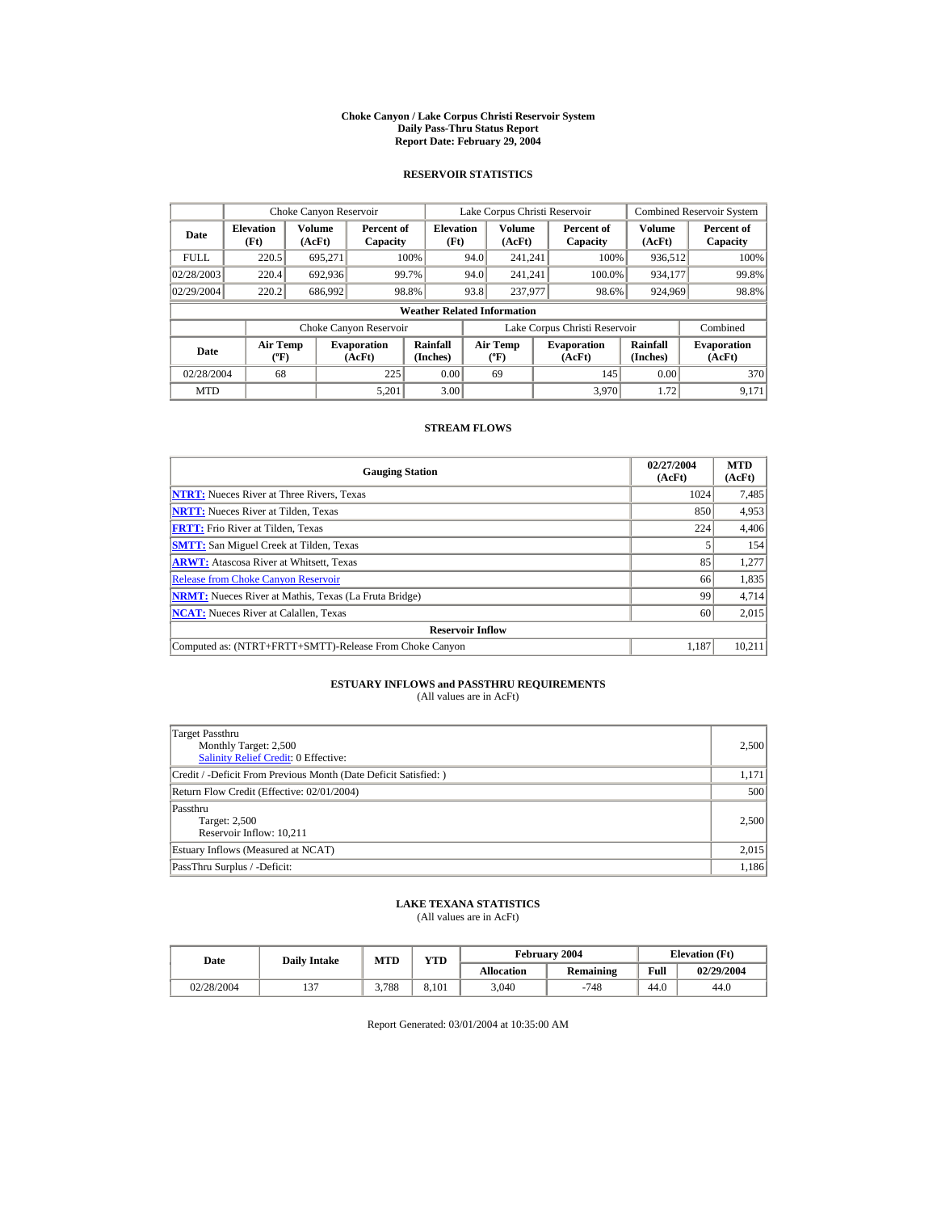# Choke Canyon / Lake Corpus Christi Reservoir System
## Daily Pass-Thru Status Report
## Report Date: February 29, 2004

### RESERVOIR STATISTICS

| | Choke Canyon Reservoir | | | Lake Corpus Christi Reservoir | | | Combined Reservoir System | |
|---|---|---|---|---|---|---|---|---|
| Date | Elevation (Ft) | Volume (AcFt) | Percent of Capacity | Elevation (Ft) | Volume (AcFt) | Percent of Capacity | Volume (AcFt) | Percent of Capacity |
| FULL | 220.5 | 695,271 | 100% | 94.0 | 241,241 | 100% | 936,512 | 100% |
| 02/28/2003 | 220.4 | 692,936 | 99.7% | 94.0 | 241,241 | 100.0% | 934,177 | 99.8% |
| 02/29/2004 | 220.2 | 686,992 | 98.8% | 93.8 | 237,977 | 98.6% | 924,969 | 98.8% |

**Weather Related Information**

| | Choke Canyon Reservoir | | | Lake Corpus Christi Reservoir | | | Combined |
|---|---|---|---|---|---|---|---|
| Date | Air Temp (ºF) | Evaporation (AcFt) | Rainfall (Inches) | Air Temp (ºF) | Evaporation (AcFt) | Rainfall (Inches) | Evaporation (AcFt) |
| 02/28/2004 | 68 | 225 | 0.00 | 69 | 145 | 0.00 | 370 |
| MTD | | 5,201 | 3.00 | | 3,970 | 1.72 | 9,171 |

### STREAM FLOWS

| Gauging Station | 02/27/2004 (AcFt) | MTD (AcFt) |
|---|---|---|
| NTRT: Nueces River at Three Rivers, Texas | 1024 | 7,485 |
| NRTT: Nueces River at Tilden, Texas | 850 | 4,953 |
| FRTT: Frio River at Tilden, Texas | 224 | 4,406 |
| SMTT: San Miguel Creek at Tilden, Texas | 5 | 154 |
| ARWT: Atascosa River at Whitsett, Texas | 85 | 1,277 |
| Release from Choke Canyon Reservoir | 66 | 1,835 |
| NRMT: Nueces River at Mathis, Texas (La Fruta Bridge) | 99 | 4,714 |
| NCAT: Nueces River at Calallen, Texas | 60 | 2,015 |
| **Reservoir Inflow** | | |
| Computed as: (NTRT+FRTT+SMTT)-Release From Choke Canyon | 1,187 | 10,211 |

### ESTUARY INFLOWS and PASSTHRU REQUIREMENTS
(All values are in AcFt)

| | |
|---|---|
| Target Passthru<br>Monthly Target: 2,500<br>Salinity Relief Credit: 0 Effective: | 2,500 |
| Credit / -Deficit From Previous Month (Date Deficit Satisfied: ) | 1,171 |
| Return Flow Credit (Effective: 02/01/2004) | 500 |
| Passthru<br>Target: 2,500<br>Reservoir Inflow: 10,211 | 2,500 |
| Estuary Inflows (Measured at NCAT) | 2,015 |
| PassThru Surplus / -Deficit: | 1,186 |

### LAKE TEXANA STATISTICS
(All values are in AcFt)

| Date | Daily Intake | MTD | YTD | February 2004 | | Elevation (Ft) | |
|---|---|---|---|---|---|---|---|
| | | | | Allocation | Remaining | Full | 02/29/2004 |
| 02/28/2004 | 137 | 3,788 | 8,101 | 3,040 | -748 | 44.0 | 44.0 |

Report Generated: 03/01/2004 at 10:35:00 AM